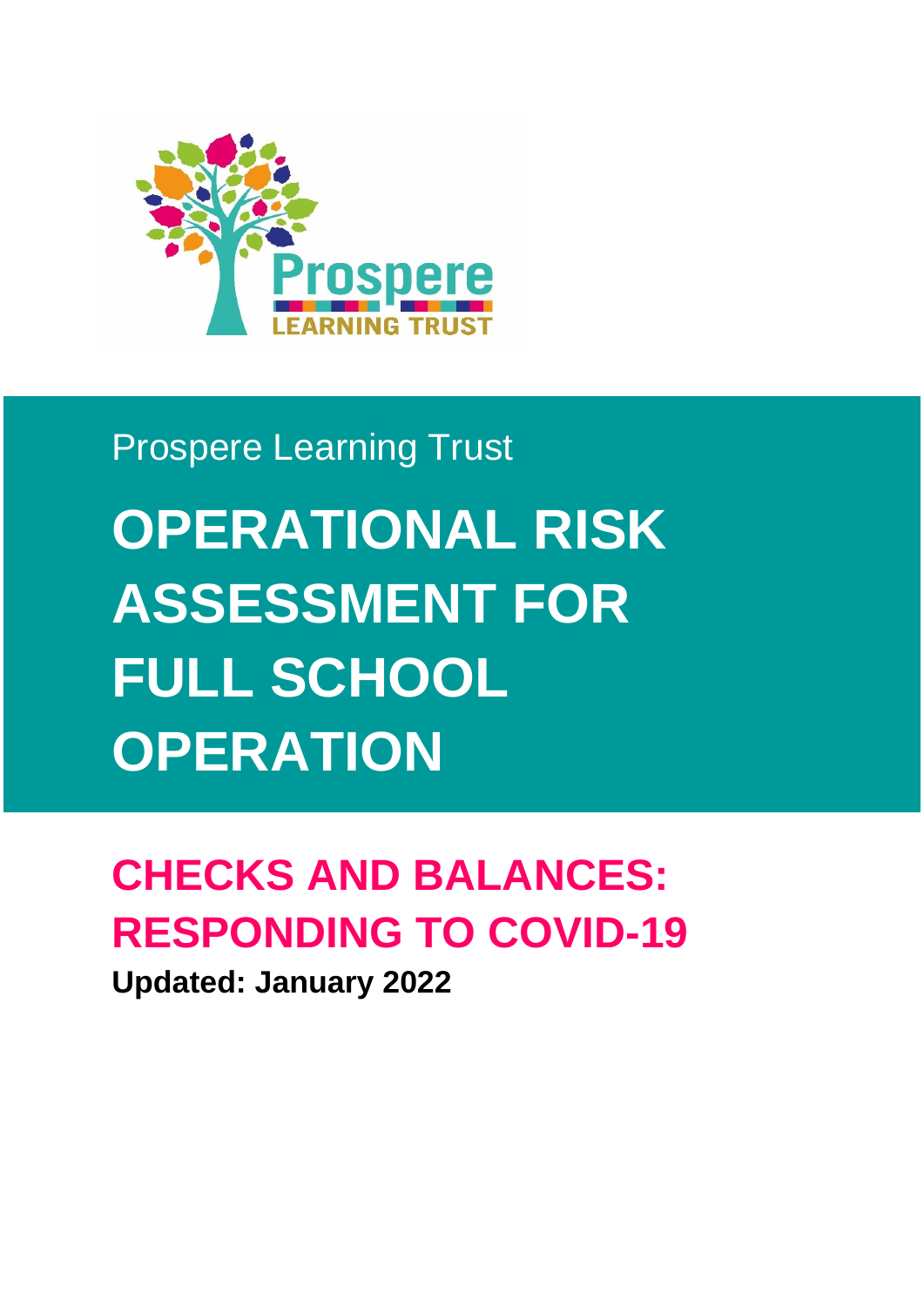Prospere Learning Trust

# OPERATIONAL RISK ASSESSMENT FOR FULL SCHOOL OPERATION

## CHECKS AND BALANCES: RESPONDING TO COVID-19

**Updated: January 2022**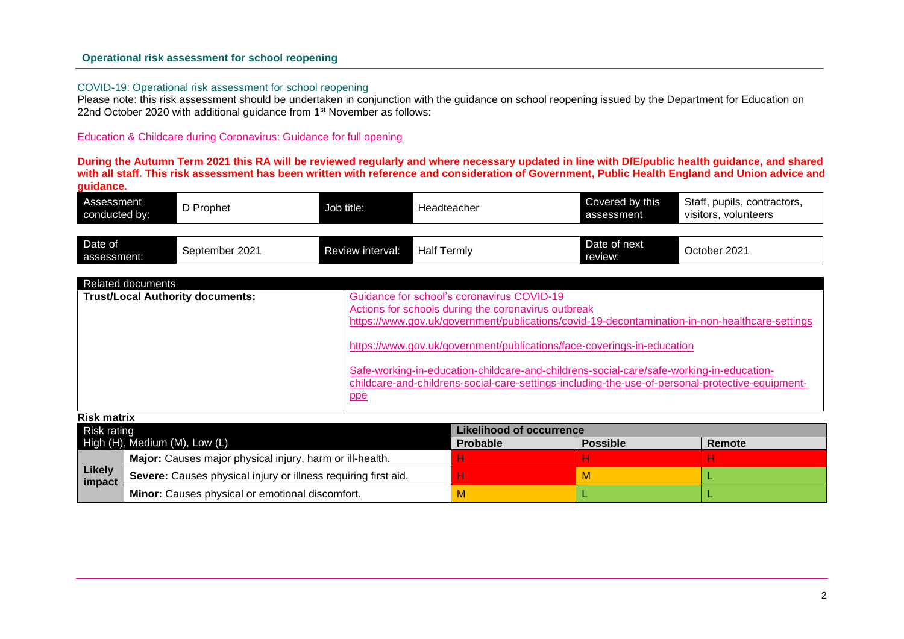## Operational risk assessment for school reopening

### COVID-19: Operational risk assessment for school reopening

Please note: this risk assessment should be undertaken in conjunction with the guidance on school reopening issued by the Department for Education on 22nd October 2020 with additional guidance from 1st November as follows:

Education & Childcare during Coronavirus: Guidance for full opening

**During the Autumn Term 2021 this RA will be reviewed regularly and where necessary updated in line with DfE/public health guidance, and shared with all staff. This risk assessment has been written with reference and consideration of Government, Public Health England and Union advice and guidance.**

| | | | | | |
|---|---|---|---|---|---|
| Assessment conducted by: | D Prophet | Job title: | Headteacher | Covered by this assessment | Staff, pupils, contractors, visitors, volunteers |
| Date of assessment: | September 2021 | Review interval: | Half Termly | Date of next review: | October 2021 |

| Related documents | |
|---|---|
| **Trust/Local Authority documents:** | Guidance for school's coronavirus COVID-19<br>Actions for schools during the coronavirus outbreak<br>https://www.gov.uk/government/publications/covid-19-decontamination-in-non-healthcare-settings<br><br>https://www.gov.uk/government/publications/face-coverings-in-education<br><br>Safe-working-in-education-childcare-and-childrens-social-care/safe-working-in-education-childcare-and-childrens-social-care-settings-including-the-use-of-personal-protective-equipment-ppe |

**Risk matrix**

| Risk rating<br>High (H), Medium (M), Low (L) | | Likelihood of occurrence | | |
|---|---|---|---|---|
| | | **Probable** | **Possible** | **Remote** |
| **Likely impact** | **Major:** Causes major physical injury, harm or ill-health. | H | H | H |
| | **Severe:** Causes physical injury or illness requiring first aid. | H | M | L |
| | **Minor:** Causes physical or emotional discomfort. | M | L | L |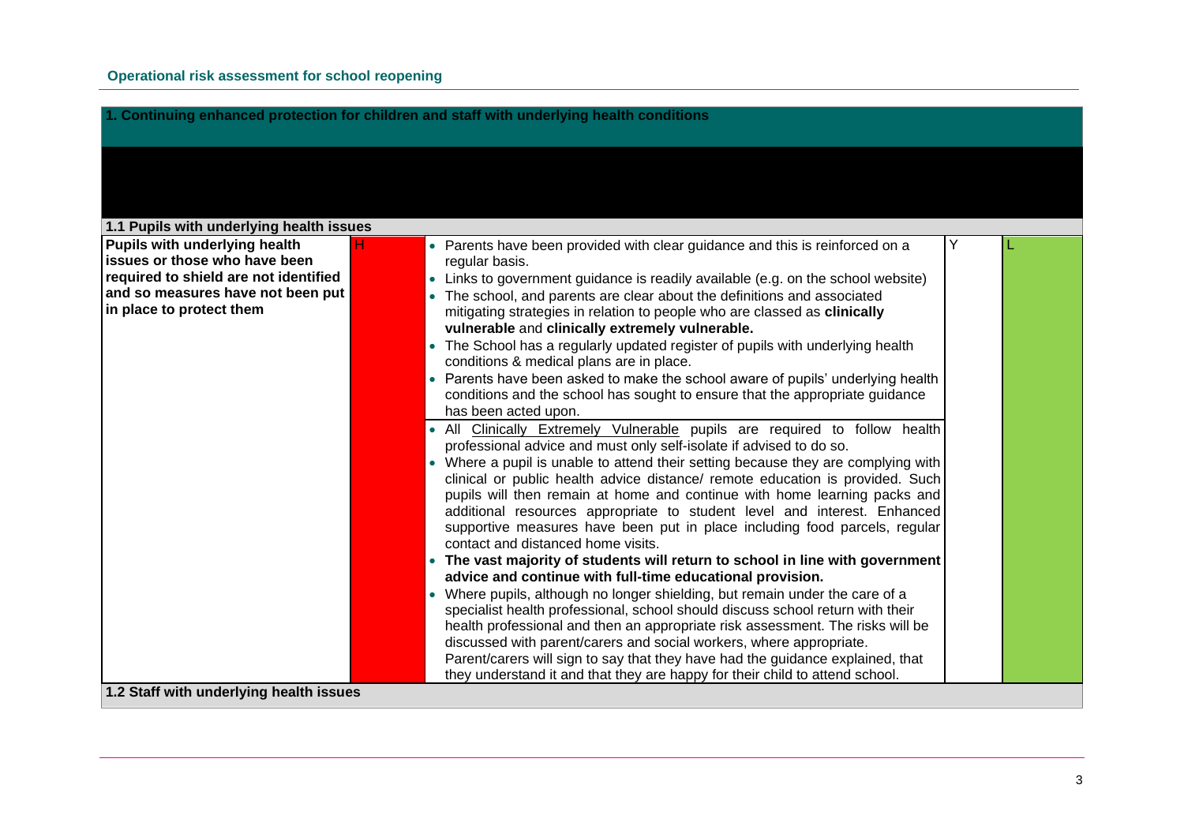## Operational risk assessment for school reopening

| | | | | |
|---|---|---|---|---|
| **1. Continuing enhanced protection for children and staff with underlying health conditions** | | | | |
| **1.1 Pupils with underlying health issues** | | | | |
| **Pupils with underlying health issues or those who have been required to shield are not identified and so measures have not been put in place to protect them** | H | • Parents have been provided with clear guidance and this is reinforced on a regular basis.<br>• Links to government guidance is readily available (e.g. on the school website)<br>• The school, and parents are clear about the definitions and associated mitigating strategies in relation to people who are classed as **clinically vulnerable** and **clinically extremely vulnerable.**<br>• The School has a regularly updated register of pupils with underlying health conditions & medical plans are in place.<br>• Parents have been asked to make the school aware of pupils' underlying health conditions and the school has sought to ensure that the appropriate guidance has been acted upon.<br>• All Clinically Extremely Vulnerable pupils are required to follow health professional advice and must only self-isolate if advised to do so.<br>• Where a pupil is unable to attend their setting because they are complying with clinical or public health advice distance/ remote education is provided. Such pupils will then remain at home and continue with home learning packs and additional resources appropriate to student level and interest. Enhanced supportive measures have been put in place including food parcels, regular contact and distanced home visits.<br>• **The vast majority of students will return to school in line with government advice and continue with full-time educational provision.**<br>• Where pupils, although no longer shielding, but remain under the care of a specialist health professional, school should discuss school return with their health professional and then an appropriate risk assessment. The risks will be discussed with parent/carers and social workers, where appropriate. Parent/carers will sign to say that they have had the guidance explained, that they understand it and that they are happy for their child to attend school. | Y | L |
| **1.2 Staff with underlying health issues** | | | | |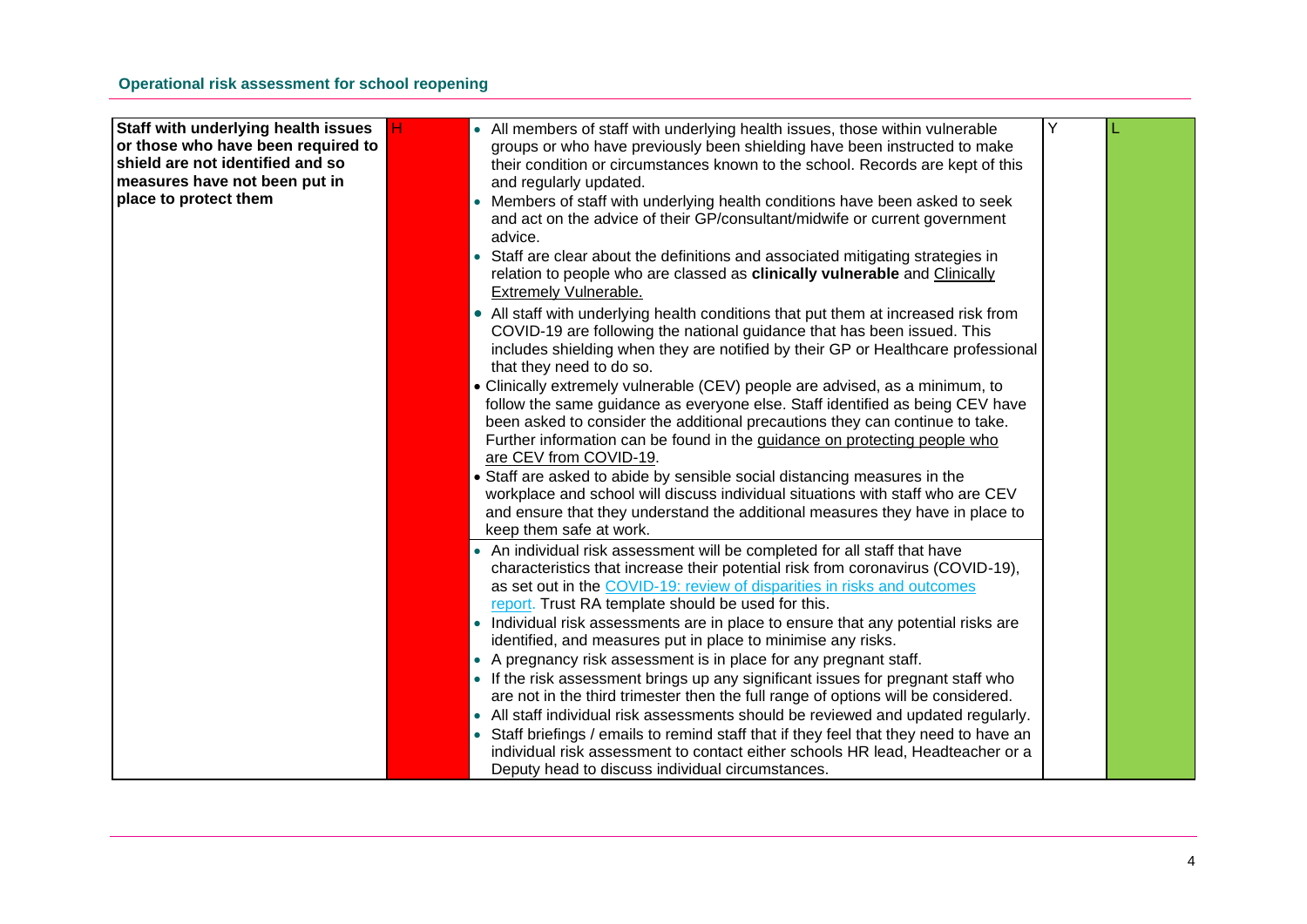| | | | | |
|---|---|---|---|---|
| **Staff with underlying health issues or those who have been required to shield are not identified and so measures have not been put in place to protect them** | H | • All members of staff with underlying health issues, those within vulnerable groups or who have previously been shielding have been instructed to make their condition or circumstances known to the school. Records are kept of this and regularly updated.<br>• Members of staff with underlying health conditions have been asked to seek and act on the advice of their GP/consultant/midwife or current government advice.<br>• Staff are clear about the definitions and associated mitigating strategies in relation to people who are classed as **clinically vulnerable** and Clinically Extremely Vulnerable.<br>• All staff with underlying health conditions that put them at increased risk from COVID-19 are following the national guidance that has been issued. This includes shielding when they are notified by their GP or Healthcare professional that they need to do so.<br>• Clinically extremely vulnerable (CEV) people are advised, as a minimum, to follow the same guidance as everyone else. Staff identified as being CEV have been asked to consider the additional precautions they can continue to take. Further information can be found in the guidance on protecting people who are CEV from COVID-19.<br>• Staff are asked to abide by sensible social distancing measures in the workplace and school will discuss individual situations with staff who are CEV and ensure that they understand the additional measures they have in place to keep them safe at work.<br>• An individual risk assessment will be completed for all staff that have characteristics that increase their potential risk from coronavirus (COVID-19), as set out in the COVID-19: review of disparities in risks and outcomes report. Trust RA template should be used for this.<br>• Individual risk assessments are in place to ensure that any potential risks are identified, and measures put in place to minimise any risks.<br>• A pregnancy risk assessment is in place for any pregnant staff.<br>• If the risk assessment brings up any significant issues for pregnant staff who are not in the third trimester then the full range of options will be considered.<br>• All staff individual risk assessments should be reviewed and updated regularly.<br>• Staff briefings / emails to remind staff that if they feel that they need to have an individual risk assessment to contact either schools HR lead, Headteacher or a Deputy head to discuss individual circumstances. | Y | L |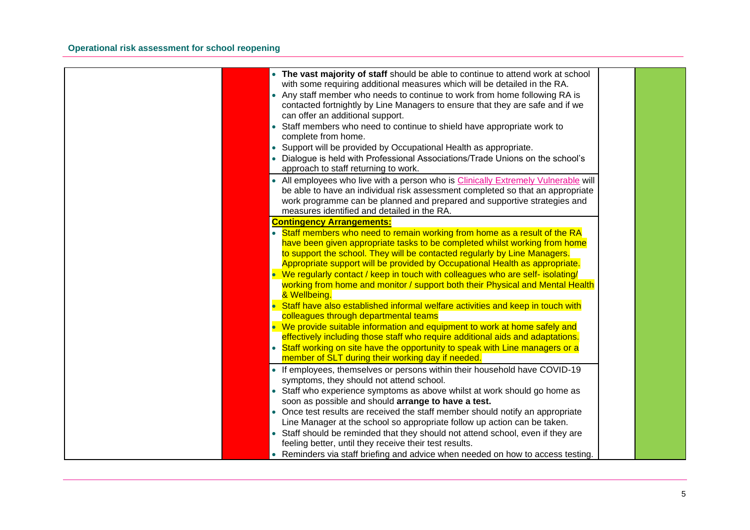| | | | | |
|---|---|---|---|---|
| | | • **The vast majority of staff** should be able to continue to attend work at school with some requiring additional measures which will be detailed in the RA.<br>• Any staff member who needs to continue to work from home following RA is contacted fortnightly by Line Managers to ensure that they are safe and if we can offer an additional support.<br>• Staff members who need to continue to shield have appropriate work to complete from home.<br>• Support will be provided by Occupational Health as appropriate.<br>• Dialogue is held with Professional Associations/Trade Unions on the school's approach to staff returning to work.<br>• All employees who live with a person who is Clinically Extremely Vulnerable will be able to have an individual risk assessment completed so that an appropriate work programme can be planned and prepared and supportive strategies and measures identified and detailed in the RA.<br>**Contingency Arrangements:**<br>• Staff members who need to remain working from home as a result of the RA have been given appropriate tasks to be completed whilst working from home to support the school. They will be contacted regularly by Line Managers. Appropriate support will be provided by Occupational Health as appropriate.<br>• We regularly contact / keep in touch with colleagues who are self- isolating/ working from home and monitor / support both their Physical and Mental Health & Wellbeing.<br>• Staff have also established informal welfare activities and keep in touch with colleagues through departmental teams<br>• We provide suitable information and equipment to work at home safely and effectively including those staff who require additional aids and adaptations.<br>• Staff working on site have the opportunity to speak with Line managers or a member of SLT during their working day if needed.<br>• If employees, themselves or persons within their household have COVID-19 symptoms, they should not attend school.<br>• Staff who experience symptoms as above whilst at work should go home as soon as possible and should **arrange to have a test.**<br>• Once test results are received the staff member should notify an appropriate Line Manager at the school so appropriate follow up action can be taken.<br>• Staff should be reminded that they should not attend school, even if they are feeling better, until they receive their test results.<br>• Reminders via staff briefing and advice when needed on how to access testing. | | |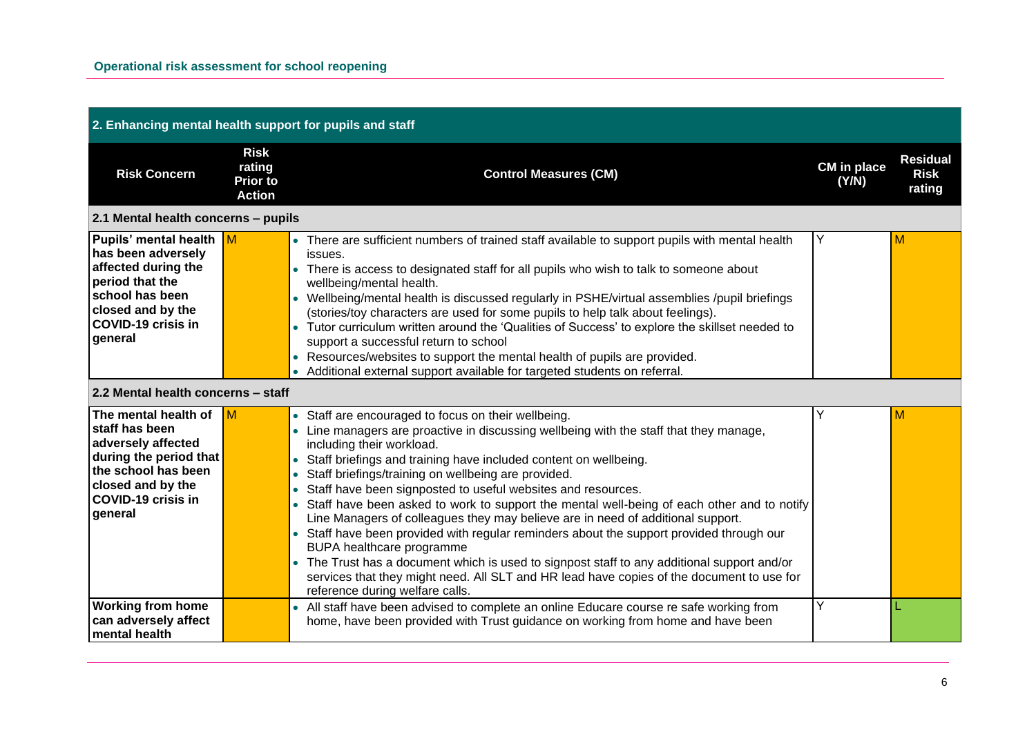## 2. Enhancing mental health support for pupils and staff

| Risk Concern | Risk rating Prior to Action | Control Measures (CM) | CM in place (Y/N) | Residual Risk rating |
|---|---|---|---|---|
| **2.1 Mental health concerns – pupils** | | | | |
| **Pupils' mental health has been adversely affected during the period that the school has been closed and by the COVID-19 crisis in general** | M | • There are sufficient numbers of trained staff available to support pupils with mental health issues.<br>• There is access to designated staff for all pupils who wish to talk to someone about wellbeing/mental health.<br>• Wellbeing/mental health is discussed regularly in PSHE/virtual assemblies /pupil briefings (stories/toy characters are used for some pupils to help talk about feelings).<br>• Tutor curriculum written around the 'Qualities of Success' to explore the skillset needed to support a successful return to school<br>• Resources/websites to support the mental health of pupils are provided.<br>• Additional external support available for targeted students on referral. | Y | M |
| **2.2 Mental health concerns – staff** | | | | |
| **The mental health of staff has been adversely affected during the period that the school has been closed and by the COVID-19 crisis in general** | M | • Staff are encouraged to focus on their wellbeing.<br>• Line managers are proactive in discussing wellbeing with the staff that they manage, including their workload.<br>• Staff briefings and training have included content on wellbeing.<br>• Staff briefings/training on wellbeing are provided.<br>• Staff have been signposted to useful websites and resources.<br>• Staff have been asked to work to support the mental well-being of each other and to notify Line Managers of colleagues they may believe are in need of additional support.<br>• Staff have been provided with regular reminders about the support provided through our BUPA healthcare programme<br>• The Trust has a document which is used to signpost staff to any additional support and/or services that they might need. All SLT and HR lead have copies of the document to use for reference during welfare calls. | Y | M |
| **Working from home can adversely affect mental health** | | • All staff have been advised to complete an online Educare course re safe working from home, have been provided with Trust guidance on working from home and have been | Y | L |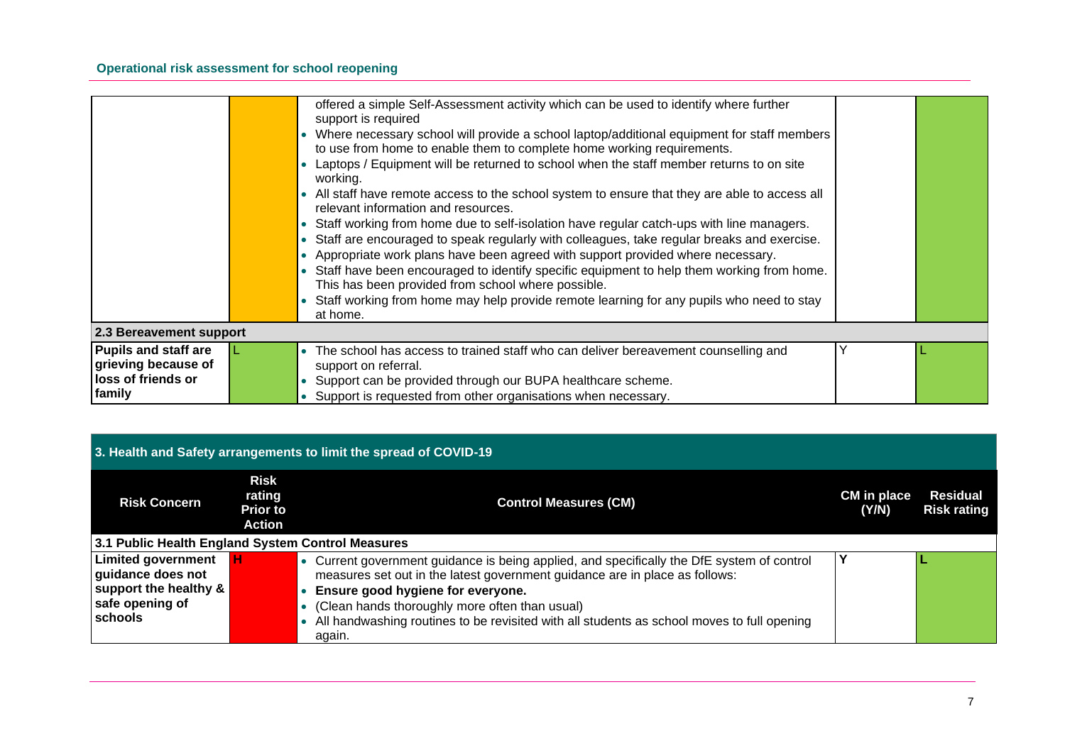| | | | | |
|---|---|---|---|---|
| | | offered a simple Self-Assessment activity which can be used to identify where further support is required<br>• Where necessary school will provide a school laptop/additional equipment for staff members to use from home to enable them to complete home working requirements.<br>• Laptops / Equipment will be returned to school when the staff member returns to on site working.<br>• All staff have remote access to the school system to ensure that they are able to access all relevant information and resources.<br>• Staff working from home due to self-isolation have regular catch-ups with line managers.<br>• Staff are encouraged to speak regularly with colleagues, take regular breaks and exercise.<br>• Appropriate work plans have been agreed with support provided where necessary.<br>• Staff have been encouraged to identify specific equipment to help them working from home. This has been provided from school where possible.<br>• Staff working from home may help provide remote learning for any pupils who need to stay at home. | | |
| **2.3 Bereavement support** | | | | |
| **Pupils and staff are grieving because of loss of friends or family** | L | • The school has access to trained staff who can deliver bereavement counselling and support on referral.<br>• Support can be provided through our BUPA healthcare scheme.<br>• Support is requested from other organisations when necessary. | Y | L |

## 3. Health and Safety arrangements to limit the spread of COVID-19

| Risk Concern | Risk rating Prior to Action | Control Measures (CM) | CM in place (Y/N) | Residual Risk rating |
|---|---|---|---|---|
| **3.1 Public Health England System Control Measures** | | | | |
| **Limited government guidance does not support the healthy & safe opening of schools** | H | • Current government guidance is being applied, and specifically the DfE system of control measures set out in the latest government guidance are in place as follows:<br>• **Ensure good hygiene for everyone.**<br>• (Clean hands thoroughly more often than usual)<br>• All handwashing routines to be revisited with all students as school moves to full opening again. | Y | L |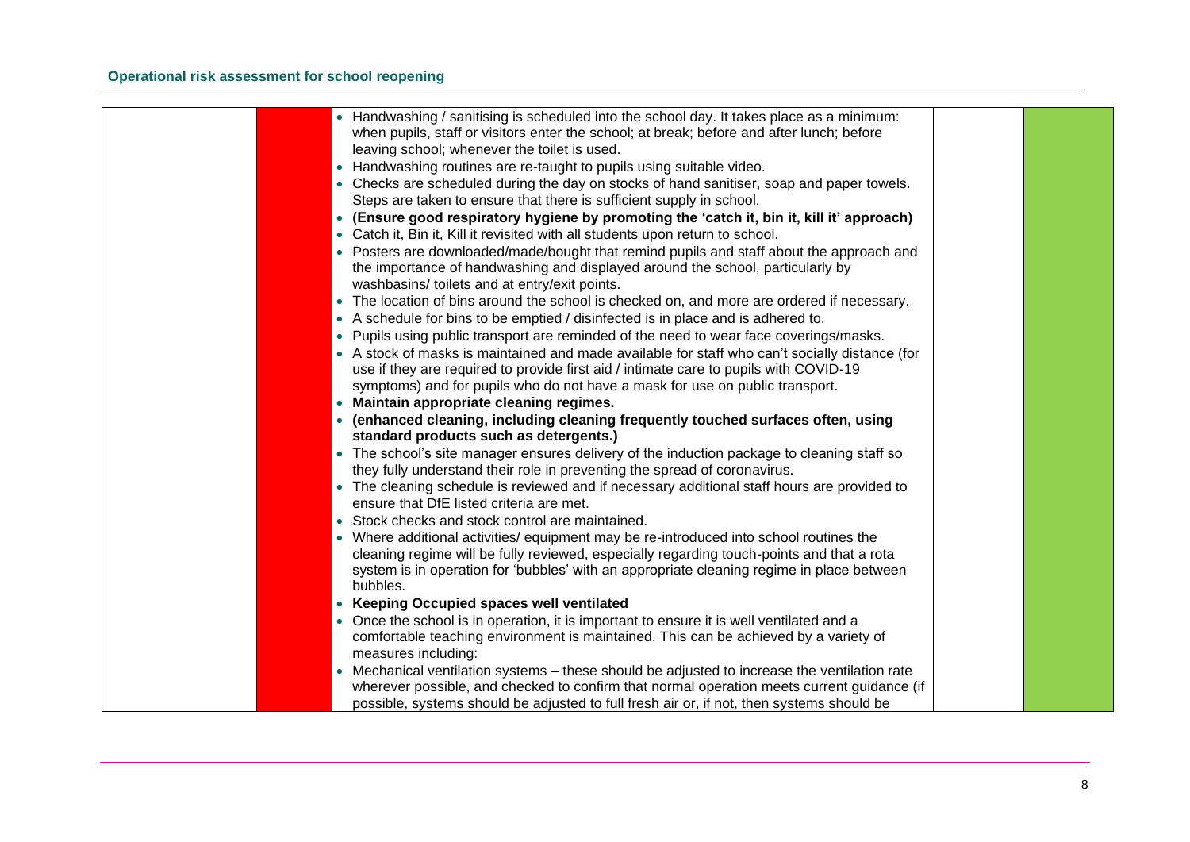| | | | | |
|---|---|---|---|---|
| | | • Handwashing / sanitising is scheduled into the school day. It takes place as a minimum: when pupils, staff or visitors enter the school; at break; before and after lunch; before leaving school; whenever the toilet is used.<br>• Handwashing routines are re-taught to pupils using suitable video.<br>• Checks are scheduled during the day on stocks of hand sanitiser, soap and paper towels. Steps are taken to ensure that there is sufficient supply in school.<br>• **(Ensure good respiratory hygiene by promoting the 'catch it, bin it, kill it' approach)**<br>• Catch it, Bin it, Kill it revisited with all students upon return to school.<br>• Posters are downloaded/made/bought that remind pupils and staff about the approach and the importance of handwashing and displayed around the school, particularly by washbasins/ toilets and at entry/exit points.<br>• The location of bins around the school is checked on, and more are ordered if necessary.<br>• A schedule for bins to be emptied / disinfected is in place and is adhered to.<br>• Pupils using public transport are reminded of the need to wear face coverings/masks.<br>• A stock of masks is maintained and made available for staff who can't socially distance (for use if they are required to provide first aid / intimate care to pupils with COVID-19 symptoms) and for pupils who do not have a mask for use on public transport.<br>• **Maintain appropriate cleaning regimes.**<br>• **(enhanced cleaning, including cleaning frequently touched surfaces often, using standard products such as detergents.)**<br>• The school's site manager ensures delivery of the induction package to cleaning staff so they fully understand their role in preventing the spread of coronavirus.<br>• The cleaning schedule is reviewed and if necessary additional staff hours are provided to ensure that DfE listed criteria are met.<br>• Stock checks and stock control are maintained.<br>• Where additional activities/ equipment may be re-introduced into school routines the cleaning regime will be fully reviewed, especially regarding touch-points and that a rota system is in operation for 'bubbles' with an appropriate cleaning regime in place between bubbles.<br>• **Keeping Occupied spaces well ventilated**<br>• Once the school is in operation, it is important to ensure it is well ventilated and a comfortable teaching environment is maintained. This can be achieved by a variety of measures including:<br>• Mechanical ventilation systems – these should be adjusted to increase the ventilation rate wherever possible, and checked to confirm that normal operation meets current guidance (if possible, systems should be adjusted to full fresh air or, if not, then systems should be | | |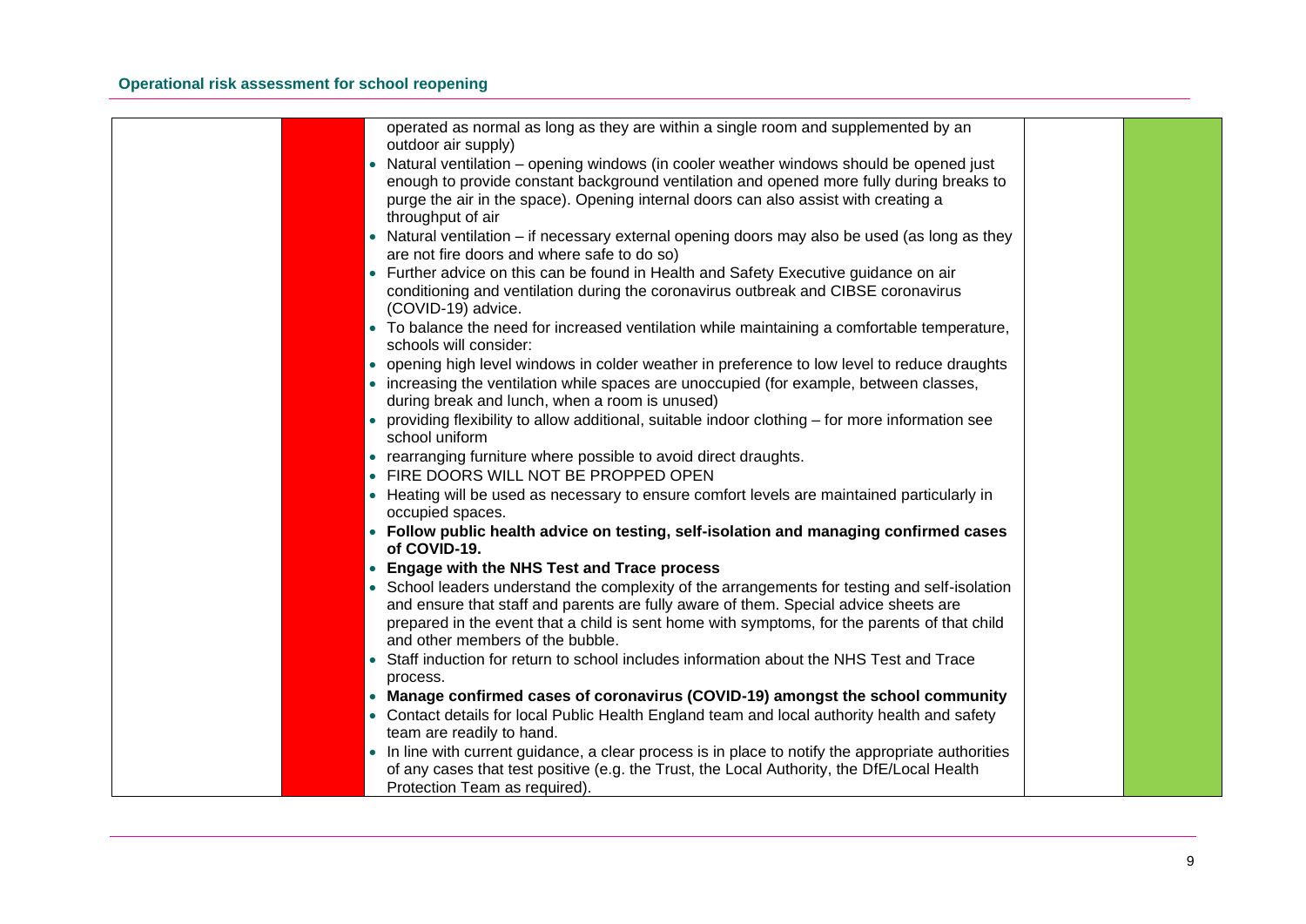| | | | | |
|---|---|---|---|---|
| | | operated as normal as long as they are within a single room and supplemented by an outdoor air supply)<br>• Natural ventilation – opening windows (in cooler weather windows should be opened just enough to provide constant background ventilation and opened more fully during breaks to purge the air in the space). Opening internal doors can also assist with creating a throughput of air<br>• Natural ventilation – if necessary external opening doors may also be used (as long as they are not fire doors and where safe to do so)<br>• Further advice on this can be found in Health and Safety Executive guidance on air conditioning and ventilation during the coronavirus outbreak and CIBSE coronavirus (COVID-19) advice.<br>• To balance the need for increased ventilation while maintaining a comfortable temperature, schools will consider:<br>• opening high level windows in colder weather in preference to low level to reduce draughts<br>• increasing the ventilation while spaces are unoccupied (for example, between classes, during break and lunch, when a room is unused)<br>• providing flexibility to allow additional, suitable indoor clothing – for more information see school uniform<br>• rearranging furniture where possible to avoid direct draughts.<br>• FIRE DOORS WILL NOT BE PROPPED OPEN<br>• Heating will be used as necessary to ensure comfort levels are maintained particularly in occupied spaces.<br>• **Follow public health advice on testing, self-isolation and managing confirmed cases of COVID-19.**<br>• **Engage with the NHS Test and Trace process**<br>• School leaders understand the complexity of the arrangements for testing and self-isolation and ensure that staff and parents are fully aware of them. Special advice sheets are prepared in the event that a child is sent home with symptoms, for the parents of that child and other members of the bubble.<br>• Staff induction for return to school includes information about the NHS Test and Trace process.<br>• **Manage confirmed cases of coronavirus (COVID-19) amongst the school community**<br>• Contact details for local Public Health England team and local authority health and safety team are readily to hand.<br>• In line with current guidance, a clear process is in place to notify the appropriate authorities of any cases that test positive (e.g. the Trust, the Local Authority, the DfE/Local Health Protection Team as required). | | |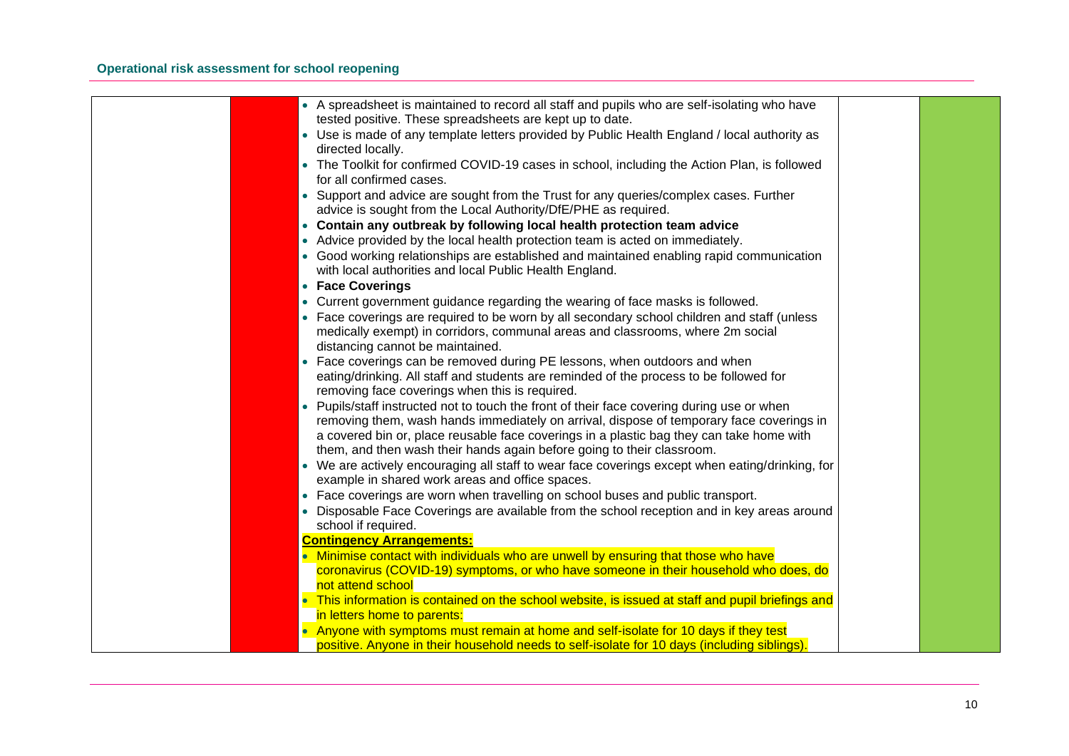| | | | | |
|---|---|---|---|---|
| | | • A spreadsheet is maintained to record all staff and pupils who are self-isolating who have tested positive. These spreadsheets are kept up to date.<br>• Use is made of any template letters provided by Public Health England / local authority as directed locally.<br>• The Toolkit for confirmed COVID-19 cases in school, including the Action Plan, is followed for all confirmed cases.<br>• Support and advice are sought from the Trust for any queries/complex cases. Further advice is sought from the Local Authority/DfE/PHE as required.<br>• **Contain any outbreak by following local health protection team advice**<br>• Advice provided by the local health protection team is acted on immediately.<br>• Good working relationships are established and maintained enabling rapid communication with local authorities and local Public Health England.<br>• **Face Coverings**<br>• Current government guidance regarding the wearing of face masks is followed.<br>• Face coverings are required to be worn by all secondary school children and staff (unless medically exempt) in corridors, communal areas and classrooms, where 2m social distancing cannot be maintained.<br>• Face coverings can be removed during PE lessons, when outdoors and when eating/drinking. All staff and students are reminded of the process to be followed for removing face coverings when this is required.<br>• Pupils/staff instructed not to touch the front of their face covering during use or when removing them, wash hands immediately on arrival, dispose of temporary face coverings in a covered bin or, place reusable face coverings in a plastic bag they can take home with them, and then wash their hands again before going to their classroom.<br>• We are actively encouraging all staff to wear face coverings except when eating/drinking, for example in shared work areas and office spaces.<br>• Face coverings are worn when travelling on school buses and public transport.<br>• Disposable Face Coverings are available from the school reception and in key areas around school if required.<br>**Contingency Arrangements:**<br>• Minimise contact with individuals who are unwell by ensuring that those who have coronavirus (COVID-19) symptoms, or who have someone in their household who does, do not attend school<br>• This information is contained on the school website, is issued at staff and pupil briefings and in letters home to parents:<br>• Anyone with symptoms must remain at home and self-isolate for 10 days if they test positive. Anyone in their household needs to self-isolate for 10 days (including siblings). | | |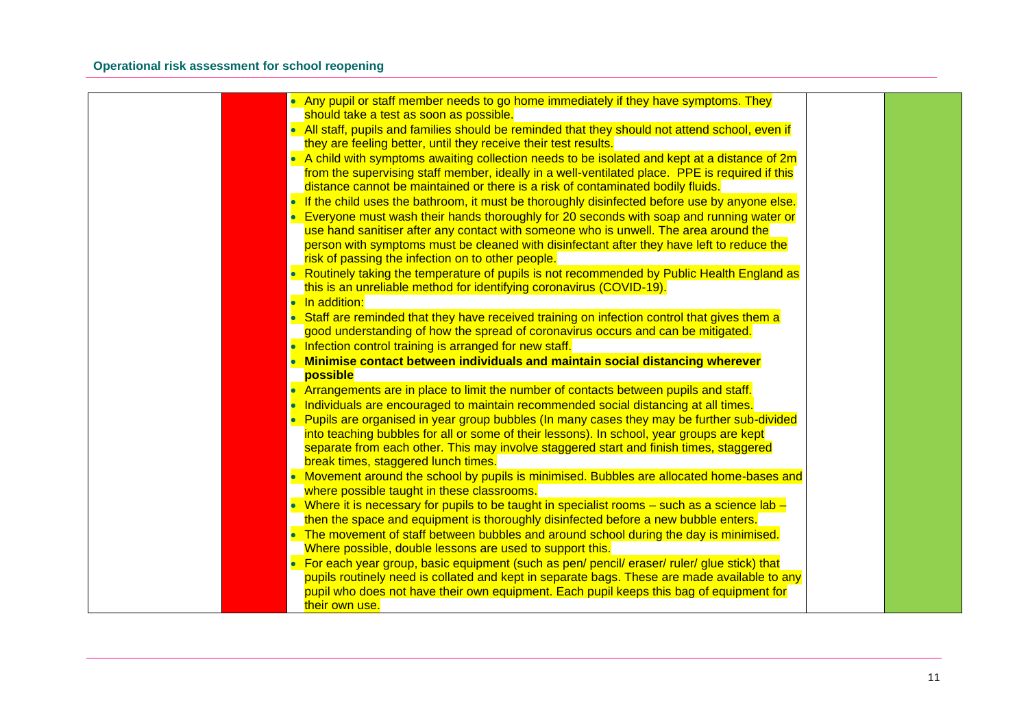| | | | | |
|---|---|---|---|---|
| | | • Any pupil or staff member needs to go home immediately if they have symptoms. They should take a test as soon as possible.<br>• All staff, pupils and families should be reminded that they should not attend school, even if they are feeling better, until they receive their test results.<br>• A child with symptoms awaiting collection needs to be isolated and kept at a distance of 2m from the supervising staff member, ideally in a well-ventilated place. PPE is required if this distance cannot be maintained or there is a risk of contaminated bodily fluids.<br>• If the child uses the bathroom, it must be thoroughly disinfected before use by anyone else.<br>• Everyone must wash their hands thoroughly for 20 seconds with soap and running water or use hand sanitiser after any contact with someone who is unwell. The area around the person with symptoms must be cleaned with disinfectant after they have left to reduce the risk of passing the infection on to other people.<br>• Routinely taking the temperature of pupils is not recommended by Public Health England as this is an unreliable method for identifying coronavirus (COVID-19).<br>• In addition:<br>• Staff are reminded that they have received training on infection control that gives them a good understanding of how the spread of coronavirus occurs and can be mitigated.<br>• Infection control training is arranged for new staff.<br>• **Minimise contact between individuals and maintain social distancing wherever possible**<br>• Arrangements are in place to limit the number of contacts between pupils and staff.<br>• Individuals are encouraged to maintain recommended social distancing at all times.<br>• Pupils are organised in year group bubbles (In many cases they may be further sub-divided into teaching bubbles for all or some of their lessons). In school, year groups are kept separate from each other. This may involve staggered start and finish times, staggered break times, staggered lunch times.<br>• Movement around the school by pupils is minimised. Bubbles are allocated home-bases and where possible taught in these classrooms.<br>• Where it is necessary for pupils to be taught in specialist rooms – such as a science lab – then the space and equipment is thoroughly disinfected before a new bubble enters.<br>• The movement of staff between bubbles and around school during the day is minimised. Where possible, double lessons are used to support this.<br>• For each year group, basic equipment (such as pen/ pencil/ eraser/ ruler/ glue stick) that pupils routinely need is collated and kept in separate bags. These are made available to any pupil who does not have their own equipment. Each pupil keeps this bag of equipment for their own use. | | |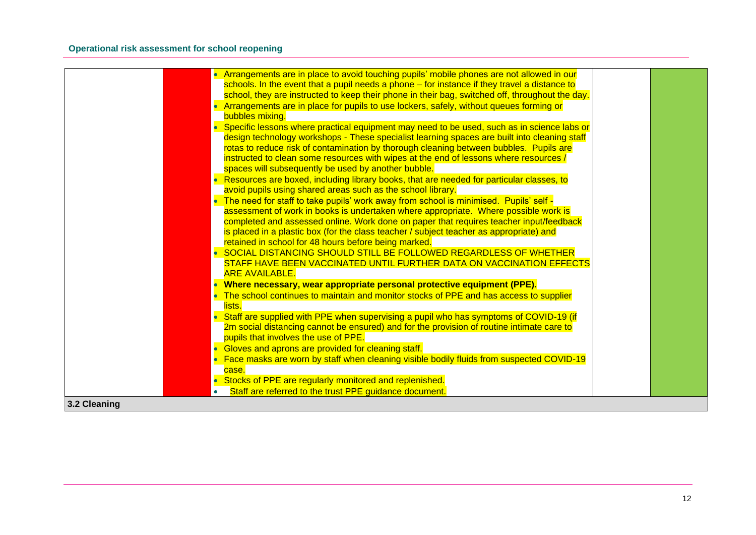| | | | | |
|---|---|---|---|---|
| | | • Arrangements are in place to avoid touching pupils' mobile phones are not allowed in our schools. In the event that a pupil needs a phone – for instance if they travel a distance to school, they are instructed to keep their phone in their bag, switched off, throughout the day.<br>• Arrangements are in place for pupils to use lockers, safely, without queues forming or bubbles mixing.<br>• Specific lessons where practical equipment may need to be used, such as in science labs or design technology workshops - These specialist learning spaces are built into cleaning staff rotas to reduce risk of contamination by thorough cleaning between bubbles. Pupils are instructed to clean some resources with wipes at the end of lessons where resources / spaces will subsequently be used by another bubble.<br>• Resources are boxed, including library books, that are needed for particular classes, to avoid pupils using shared areas such as the school library.<br>• The need for staff to take pupils' work away from school is minimised. Pupils' self - assessment of work in books is undertaken where appropriate. Where possible work is completed and assessed online. Work done on paper that requires teacher input/feedback is placed in a plastic box (for the class teacher / subject teacher as appropriate) and retained in school for 48 hours before being marked.<br>• SOCIAL DISTANCING SHOULD STILL BE FOLLOWED REGARDLESS OF WHETHER STAFF HAVE BEEN VACCINATED UNTIL FURTHER DATA ON VACCINATION EFFECTS ARE AVAILABLE.<br>• **Where necessary, wear appropriate personal protective equipment (PPE).**<br>• The school continues to maintain and monitor stocks of PPE and has access to supplier lists.<br>• Staff are supplied with PPE when supervising a pupil who has symptoms of COVID-19 (if 2m social distancing cannot be ensured) and for the provision of routine intimate care to pupils that involves the use of PPE.<br>• Gloves and aprons are provided for cleaning staff.<br>• Face masks are worn by staff when cleaning visible bodily fluids from suspected COVID-19 case.<br>• Stocks of PPE are regularly monitored and replenished.<br>• Staff are referred to the trust PPE guidance document. | | |
| **3.2 Cleaning** | | | | |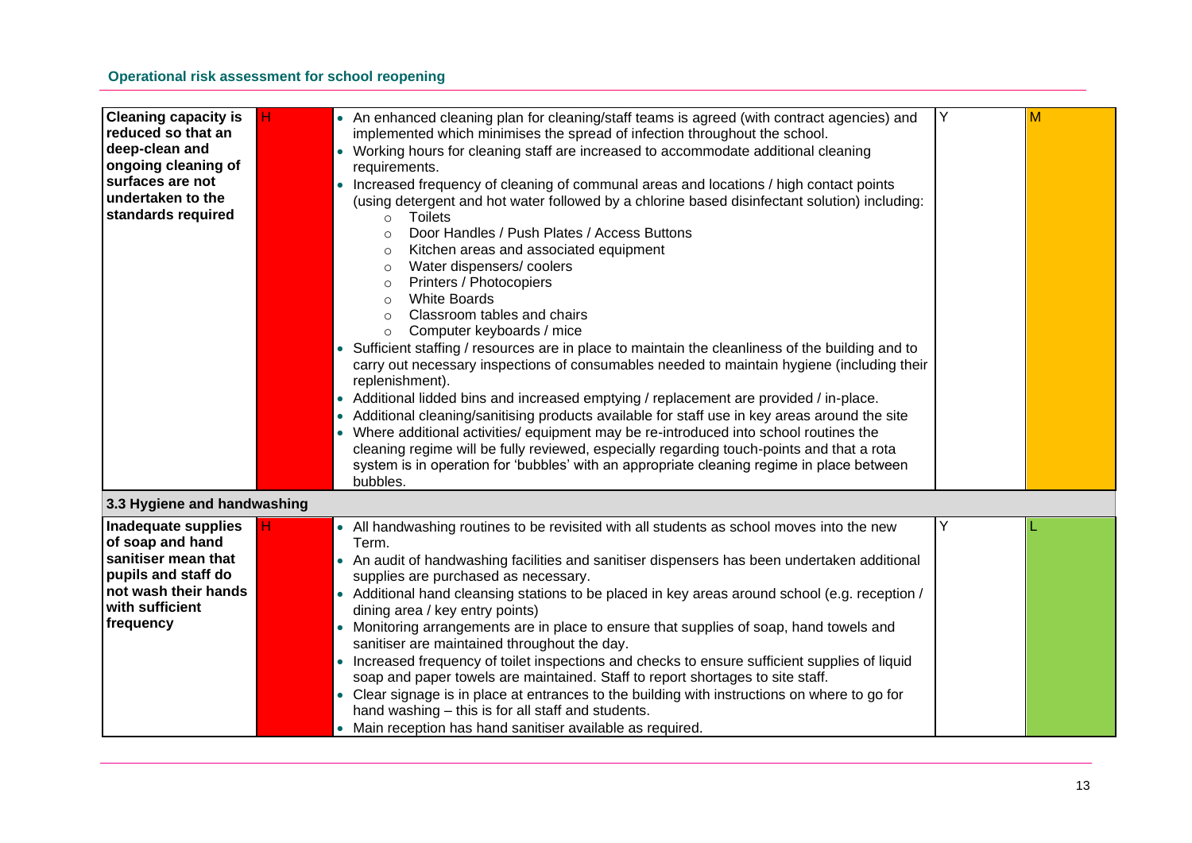| | | | | |
|---|---|---|---|---|
| **Cleaning capacity is reduced so that an deep-clean and ongoing cleaning of surfaces are not undertaken to the standards required** | H | • An enhanced cleaning plan for cleaning/staff teams is agreed (with contract agencies) and implemented which minimises the spread of infection throughout the school.<br>• Working hours for cleaning staff are increased to accommodate additional cleaning requirements.<br>• Increased frequency of cleaning of communal areas and locations / high contact points (using detergent and hot water followed by a chlorine based disinfectant solution) including:<br>&nbsp;&nbsp;○ Toilets<br>&nbsp;&nbsp;○ Door Handles / Push Plates / Access Buttons<br>&nbsp;&nbsp;○ Kitchen areas and associated equipment<br>&nbsp;&nbsp;○ Water dispensers/ coolers<br>&nbsp;&nbsp;○ Printers / Photocopiers<br>&nbsp;&nbsp;○ White Boards<br>&nbsp;&nbsp;○ Classroom tables and chairs<br>&nbsp;&nbsp;○ Computer keyboards / mice<br>• Sufficient staffing / resources are in place to maintain the cleanliness of the building and to carry out necessary inspections of consumables needed to maintain hygiene (including their replenishment).<br>• Additional lidded bins and increased emptying / replacement are provided / in-place.<br>• Additional cleaning/sanitising products available for staff use in key areas around the site<br>• Where additional activities/ equipment may be re-introduced into school routines the cleaning regime will be fully reviewed, especially regarding touch-points and that a rota system is in operation for 'bubbles' with an appropriate cleaning regime in place between bubbles. | Y | M |
| **3.3 Hygiene and handwashing** | | | | |
| **Inadequate supplies of soap and hand sanitiser mean that pupils and staff do not wash their hands with sufficient frequency** | H | • All handwashing routines to be revisited with all students as school moves into the new Term.<br>• An audit of handwashing facilities and sanitiser dispensers has been undertaken additional supplies are purchased as necessary.<br>• Additional hand cleansing stations to be placed in key areas around school (e.g. reception / dining area / key entry points)<br>• Monitoring arrangements are in place to ensure that supplies of soap, hand towels and sanitiser are maintained throughout the day.<br>• Increased frequency of toilet inspections and checks to ensure sufficient supplies of liquid soap and paper towels are maintained. Staff to report shortages to site staff.<br>• Clear signage is in place at entrances to the building with instructions on where to go for hand washing – this is for all staff and students.<br>• Main reception has hand sanitiser available as required. | Y | L |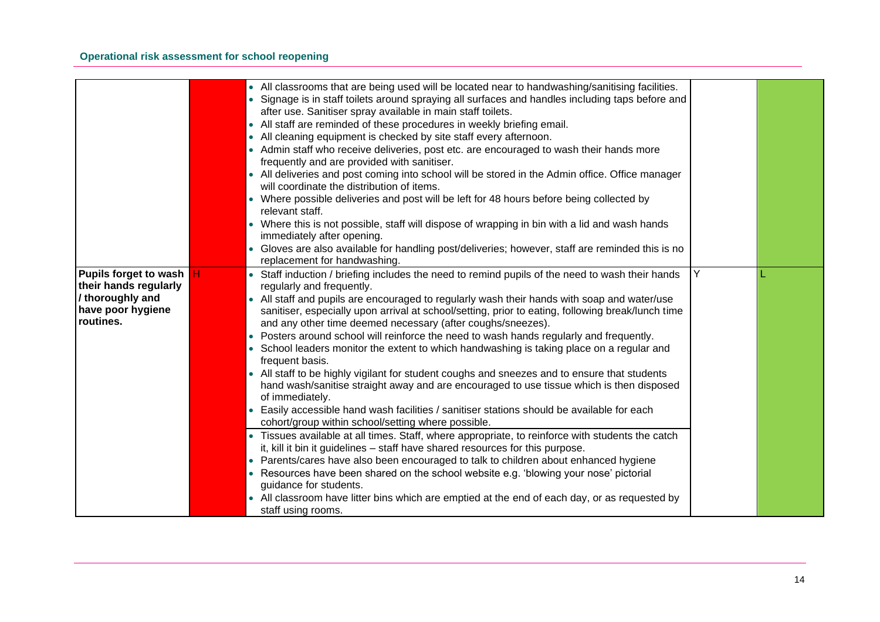| | | | | |
|---|---|---|---|---|
| | | • All classrooms that are being used will be located near to handwashing/sanitising facilities.<br>• Signage is in staff toilets around spraying all surfaces and handles including taps before and after use. Sanitiser spray available in main staff toilets.<br>• All staff are reminded of these procedures in weekly briefing email.<br>• All cleaning equipment is checked by site staff every afternoon.<br>• Admin staff who receive deliveries, post etc. are encouraged to wash their hands more frequently and are provided with sanitiser.<br>• All deliveries and post coming into school will be stored in the Admin office. Office manager will coordinate the distribution of items.<br>• Where possible deliveries and post will be left for 48 hours before being collected by relevant staff.<br>• Where this is not possible, staff will dispose of wrapping in bin with a lid and wash hands immediately after opening.<br>• Gloves are also available for handling post/deliveries; however, staff are reminded this is no replacement for handwashing. | | |
| **Pupils forget to wash their hands regularly / thoroughly and have poor hygiene routines.** | H | • Staff induction / briefing includes the need to remind pupils of the need to wash their hands regularly and frequently.<br>• All staff and pupils are encouraged to regularly wash their hands with soap and water/use sanitiser, especially upon arrival at school/setting, prior to eating, following break/lunch time and any other time deemed necessary (after coughs/sneezes).<br>• Posters around school will reinforce the need to wash hands regularly and frequently.<br>• School leaders monitor the extent to which handwashing is taking place on a regular and frequent basis.<br>• All staff to be highly vigilant for student coughs and sneezes and to ensure that students hand wash/sanitise straight away and are encouraged to use tissue which is then disposed of immediately.<br>• Easily accessible hand wash facilities / sanitiser stations should be available for each cohort/group within school/setting where possible.<br>• Tissues available at all times. Staff, where appropriate, to reinforce with students the catch it, kill it bin it guidelines – staff have shared resources for this purpose.<br>• Parents/cares have also been encouraged to talk to children about enhanced hygiene<br>• Resources have been shared on the school website e.g. 'blowing your nose' pictorial guidance for students.<br>• All classroom have litter bins which are emptied at the end of each day, or as requested by staff using rooms. | Y | L |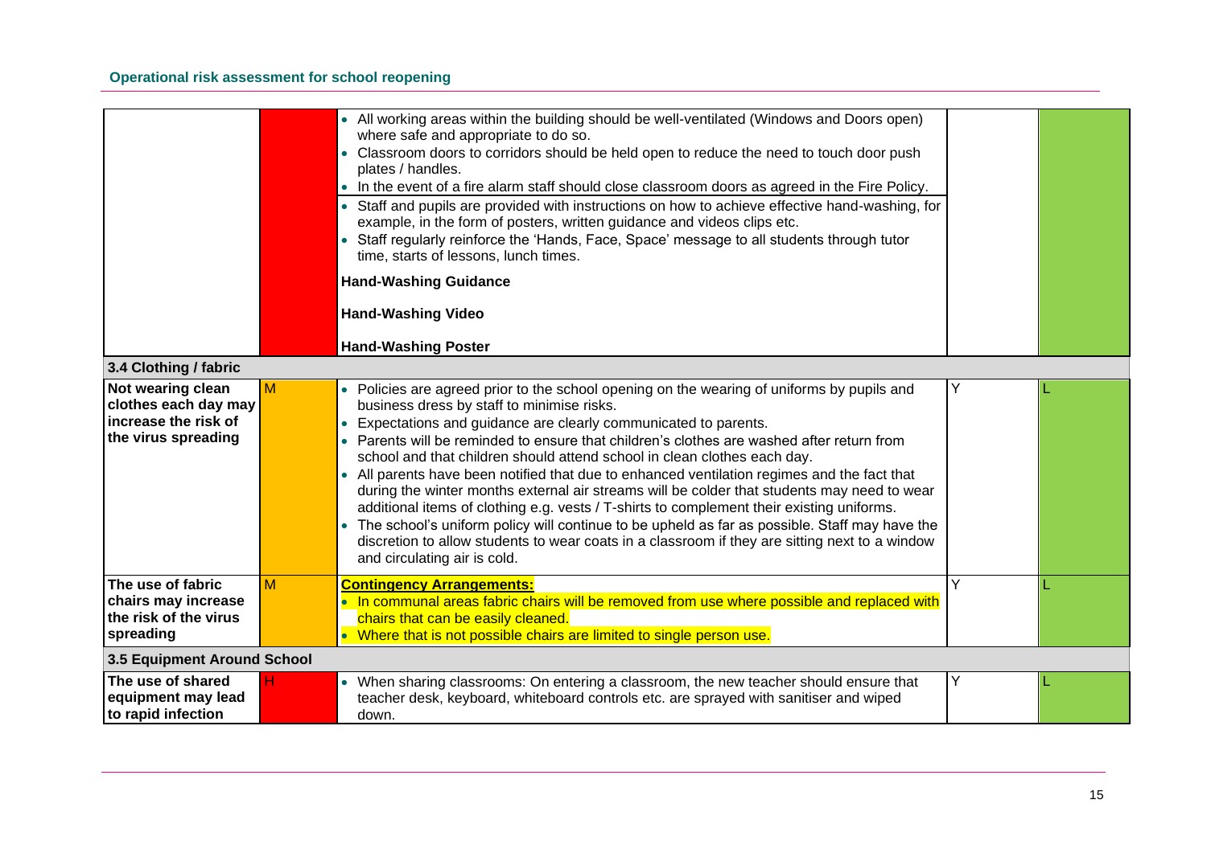| | | | | |
|---|---|---|---|---|
| | | • All working areas within the building should be well-ventilated (Windows and Doors open) where safe and appropriate to do so.<br>• Classroom doors to corridors should be held open to reduce the need to touch door push plates / handles.<br>• In the event of a fire alarm staff should close classroom doors as agreed in the Fire Policy.<br>• Staff and pupils are provided with instructions on how to achieve effective hand-washing, for example, in the form of posters, written guidance and videos clips etc.<br>• Staff regularly reinforce the 'Hands, Face, Space' message to all students through tutor time, starts of lessons, lunch times.<br>**Hand-Washing Guidance**<br>**Hand-Washing Video**<br>**Hand-Washing Poster** | | |
| **3.4 Clothing / fabric** | | | | |
| **Not wearing clean clothes each day may increase the risk of the virus spreading** | M | • Policies are agreed prior to the school opening on the wearing of uniforms by pupils and business dress by staff to minimise risks.<br>• Expectations and guidance are clearly communicated to parents.<br>• Parents will be reminded to ensure that children's clothes are washed after return from school and that children should attend school in clean clothes each day.<br>• All parents have been notified that due to enhanced ventilation regimes and the fact that during the winter months external air streams will be colder that students may need to wear additional items of clothing e.g. vests / T-shirts to complement their existing uniforms.<br>• The school's uniform policy will continue to be upheld as far as possible. Staff may have the discretion to allow students to wear coats in a classroom if they are sitting next to a window and circulating air is cold. | Y | L |
| **The use of fabric chairs may increase the risk of the virus spreading** | M | **Contingency Arrangements:**<br>• In communal areas fabric chairs will be removed from use where possible and replaced with chairs that can be easily cleaned.<br>• Where that is not possible chairs are limited to single person use. | Y | L |
| **3.5 Equipment Around School** | | | | |
| **The use of shared equipment may lead to rapid infection** | H | • When sharing classrooms: On entering a classroom, the new teacher should ensure that teacher desk, keyboard, whiteboard controls etc. are sprayed with sanitiser and wiped down. | Y | L |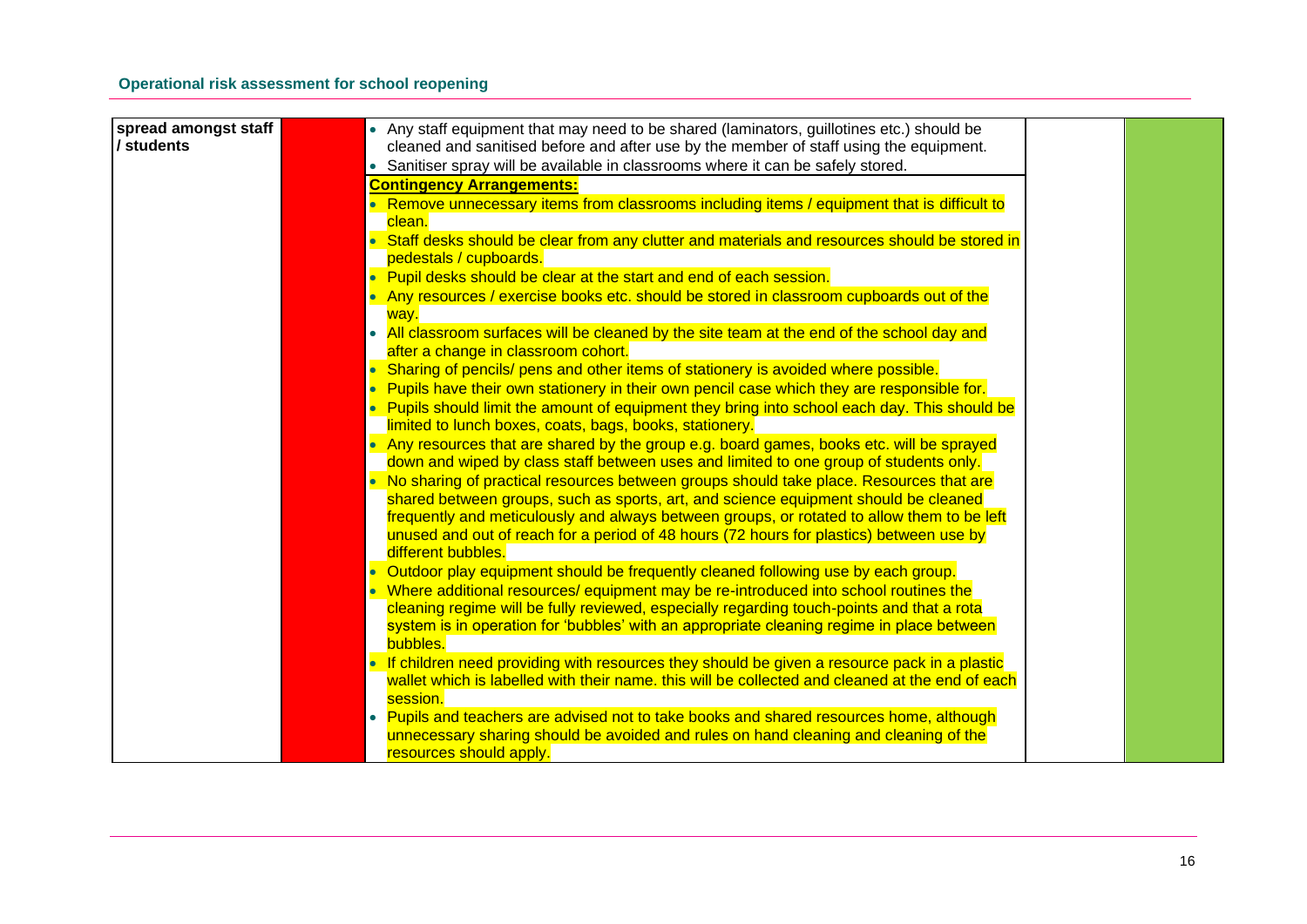| | | | | |
|---|---|---|---|---|
| **spread amongst staff / students** | | • Any staff equipment that may need to be shared (laminators, guillotines etc.) should be cleaned and sanitised before and after use by the member of staff using the equipment.<br>• Sanitiser spray will be available in classrooms where it can be safely stored.<br>**Contingency Arrangements:**<br>• Remove unnecessary items from classrooms including items / equipment that is difficult to clean.<br>• Staff desks should be clear from any clutter and materials and resources should be stored in pedestals / cupboards.<br>• Pupil desks should be clear at the start and end of each session.<br>• Any resources / exercise books etc. should be stored in classroom cupboards out of the way.<br>• All classroom surfaces will be cleaned by the site team at the end of the school day and after a change in classroom cohort.<br>• Sharing of pencils/ pens and other items of stationery is avoided where possible.<br>• Pupils have their own stationery in their own pencil case which they are responsible for.<br>• Pupils should limit the amount of equipment they bring into school each day. This should be limited to lunch boxes, coats, bags, books, stationery.<br>• Any resources that are shared by the group e.g. board games, books etc. will be sprayed down and wiped by class staff between uses and limited to one group of students only.<br>• No sharing of practical resources between groups should take place. Resources that are shared between groups, such as sports, art, and science equipment should be cleaned frequently and meticulously and always between groups, or rotated to allow them to be left unused and out of reach for a period of 48 hours (72 hours for plastics) between use by different bubbles.<br>• Outdoor play equipment should be frequently cleaned following use by each group.<br>• Where additional resources/ equipment may be re-introduced into school routines the cleaning regime will be fully reviewed, especially regarding touch-points and that a rota system is in operation for 'bubbles' with an appropriate cleaning regime in place between bubbles.<br>• If children need providing with resources they should be given a resource pack in a plastic wallet which is labelled with their name. this will be collected and cleaned at the end of each session.<br>• Pupils and teachers are advised not to take books and shared resources home, although unnecessary sharing should be avoided and rules on hand cleaning and cleaning of the resources should apply. | | |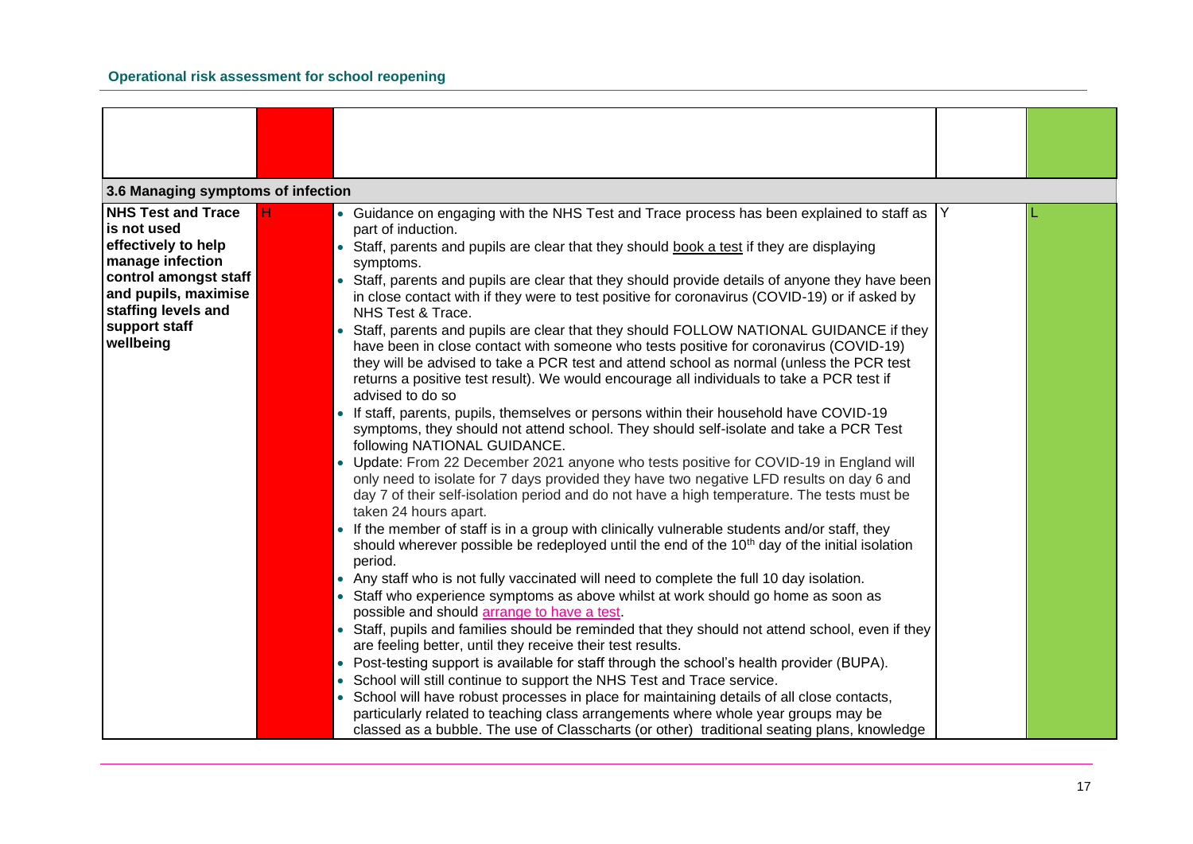| | | | | |
|---|---|---|---|---|
| | | | | |
| **3.6 Managing symptoms of infection** | | | | |
| **NHS Test and Trace is not used effectively to help manage infection control amongst staff and pupils, maximise staffing levels and support staff wellbeing** | H | • Guidance on engaging with the NHS Test and Trace process has been explained to staff as part of induction.<br>• Staff, parents and pupils are clear that they should book a test if they are displaying symptoms.<br>• Staff, parents and pupils are clear that they should provide details of anyone they have been in close contact with if they were to test positive for coronavirus (COVID-19) or if asked by NHS Test & Trace.<br>• Staff, parents and pupils are clear that they should FOLLOW NATIONAL GUIDANCE if they have been in close contact with someone who tests positive for coronavirus (COVID-19) they will be advised to take a PCR test and attend school as normal (unless the PCR test returns a positive test result). We would encourage all individuals to take a PCR test if advised to do so<br>• If staff, parents, pupils, themselves or persons within their household have COVID-19 symptoms, they should not attend school. They should self-isolate and take a PCR Test following NATIONAL GUIDANCE.<br>• Update: From 22 December 2021 anyone who tests positive for COVID-19 in England will only need to isolate for 7 days provided they have two negative LFD results on day 6 and day 7 of their self-isolation period and do not have a high temperature. The tests must be taken 24 hours apart.<br>• If the member of staff is in a group with clinically vulnerable students and/or staff, they should wherever possible be redeployed until the end of the 10th day of the initial isolation period.<br>• Any staff who is not fully vaccinated will need to complete the full 10 day isolation.<br>• Staff who experience symptoms as above whilst at work should go home as soon as possible and should arrange to have a test.<br>• Staff, pupils and families should be reminded that they should not attend school, even if they are feeling better, until they receive their test results.<br>• Post-testing support is available for staff through the school's health provider (BUPA).<br>• School will still continue to support the NHS Test and Trace service.<br>• School will have robust processes in place for maintaining details of all close contacts, particularly related to teaching class arrangements where whole year groups may be classed as a bubble. The use of Classcharts (or other) traditional seating plans, knowledge | Y | L |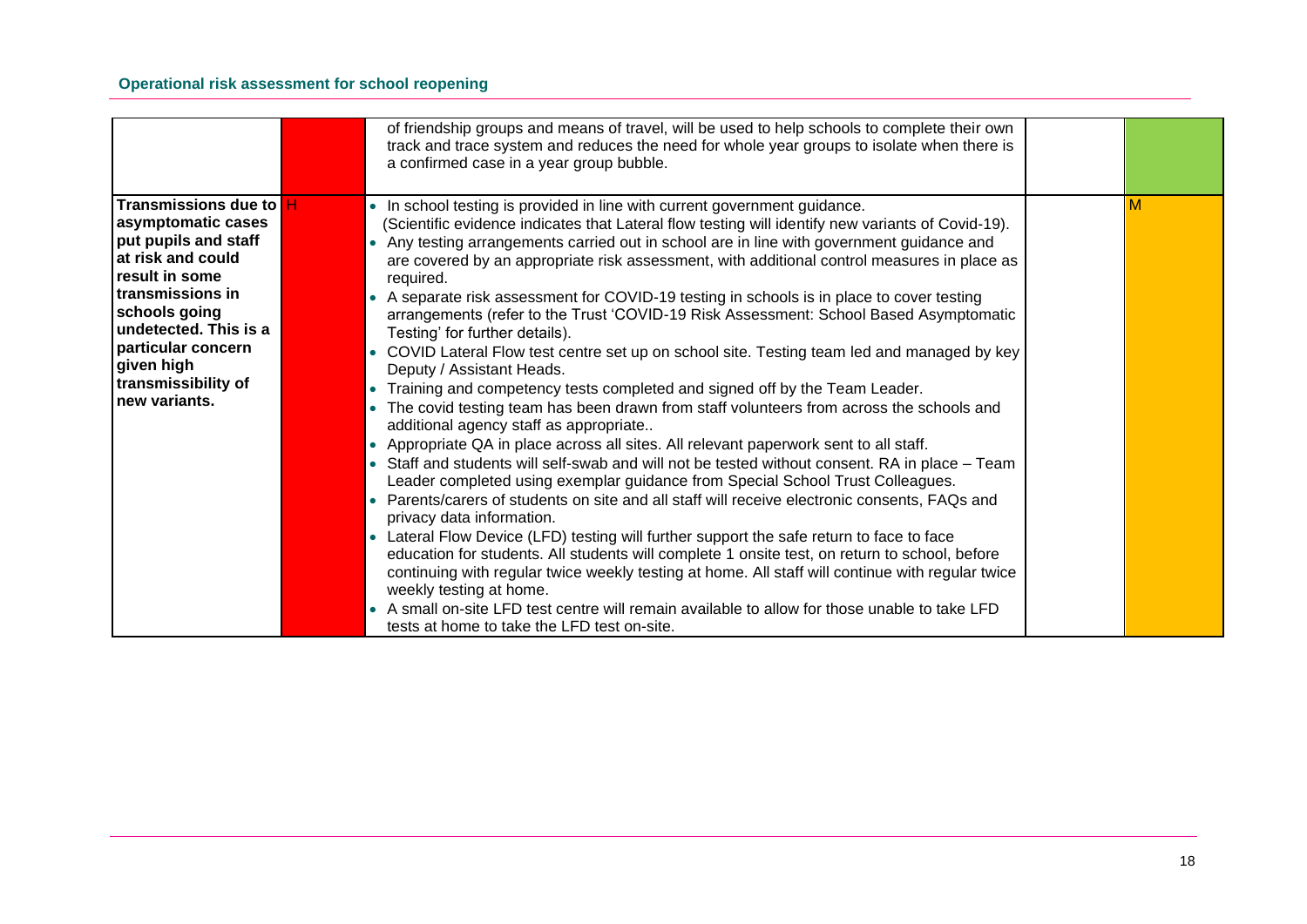| | | | | |
|---|---|---|---|---|
| | | of friendship groups and means of travel, will be used to help schools to complete their own track and trace system and reduces the need for whole year groups to isolate when there is a confirmed case in a year group bubble. | | |
| **Transmissions due to asymptomatic cases put pupils and staff at risk and could result in some transmissions in schools going undetected. This is a particular concern given high transmissibility of new variants.** | H | • In school testing is provided in line with current government guidance.<br>(Scientific evidence indicates that Lateral flow testing will identify new variants of Covid-19).<br>• Any testing arrangements carried out in school are in line with government guidance and are covered by an appropriate risk assessment, with additional control measures in place as required.<br>• A separate risk assessment for COVID-19 testing in schools is in place to cover testing arrangements (refer to the Trust 'COVID-19 Risk Assessment: School Based Asymptomatic Testing' for further details).<br>• COVID Lateral Flow test centre set up on school site. Testing team led and managed by key Deputy / Assistant Heads.<br>• Training and competency tests completed and signed off by the Team Leader.<br>• The covid testing team has been drawn from staff volunteers from across the schools and additional agency staff as appropriate..<br>• Appropriate QA in place across all sites. All relevant paperwork sent to all staff.<br>• Staff and students will self-swab and will not be tested without consent. RA in place – Team Leader completed using exemplar guidance from Special School Trust Colleagues.<br>• Parents/carers of students on site and all staff will receive electronic consents, FAQs and privacy data information.<br>• Lateral Flow Device (LFD) testing will further support the safe return to face to face education for students. All students will complete 1 onsite test, on return to school, before continuing with regular twice weekly testing at home. All staff will continue with regular twice weekly testing at home.<br>• A small on-site LFD test centre will remain available to allow for those unable to take LFD tests at home to take the LFD test on-site. | | M |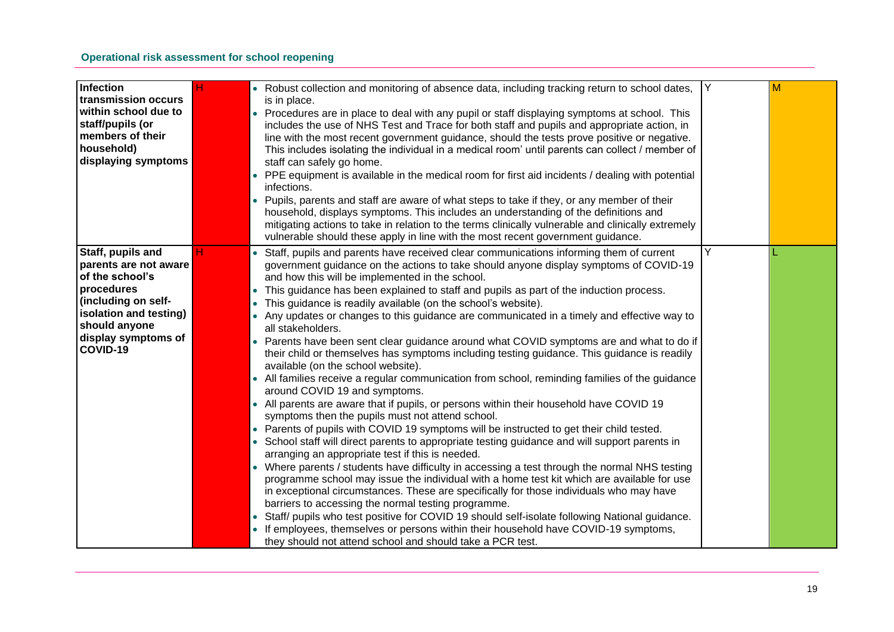| | | | | |
|---|---|---|---|---|
| **Infection transmission occurs within school due to staff/pupils (or members of their household) displaying symptoms** | H | • Robust collection and monitoring of absence data, including tracking return to school dates, is in place.<br>• Procedures are in place to deal with any pupil or staff displaying symptoms at school. This includes the use of NHS Test and Trace for both staff and pupils and appropriate action, in line with the most recent government guidance, should the tests prove positive or negative. This includes isolating the individual in a medical room' until parents can collect / member of staff can safely go home.<br>• PPE equipment is available in the medical room for first aid incidents / dealing with potential infections.<br>• Pupils, parents and staff are aware of what steps to take if they, or any member of their household, displays symptoms. This includes an understanding of the definitions and mitigating actions to take in relation to the terms clinically vulnerable and clinically extremely vulnerable should these apply in line with the most recent government guidance. | Y | M |
| **Staff, pupils and parents are not aware of the school's procedures (including on self-isolation and testing) should anyone display symptoms of COVID-19** | H | • Staff, pupils and parents have received clear communications informing them of current government guidance on the actions to take should anyone display symptoms of COVID-19 and how this will be implemented in the school.<br>• This guidance has been explained to staff and pupils as part of the induction process.<br>• This guidance is readily available (on the school's website).<br>• Any updates or changes to this guidance are communicated in a timely and effective way to all stakeholders.<br>• Parents have been sent clear guidance around what COVID symptoms are and what to do if their child or themselves has symptoms including testing guidance. This guidance is readily available (on the school website).<br>• All families receive a regular communication from school, reminding families of the guidance around COVID 19 and symptoms.<br>• All parents are aware that if pupils, or persons within their household have COVID 19 symptoms then the pupils must not attend school.<br>• Parents of pupils with COVID 19 symptoms will be instructed to get their child tested.<br>• School staff will direct parents to appropriate testing guidance and will support parents in arranging an appropriate test if this is needed.<br>• Where parents / students have difficulty in accessing a test through the normal NHS testing programme school may issue the individual with a home test kit which are available for use in exceptional circumstances. These are specifically for those individuals who may have barriers to accessing the normal testing programme.<br>• Staff/ pupils who test positive for COVID 19 should self-isolate following National guidance.<br>• If employees, themselves or persons within their household have COVID-19 symptoms, they should not attend school and should take a PCR test. | Y | L |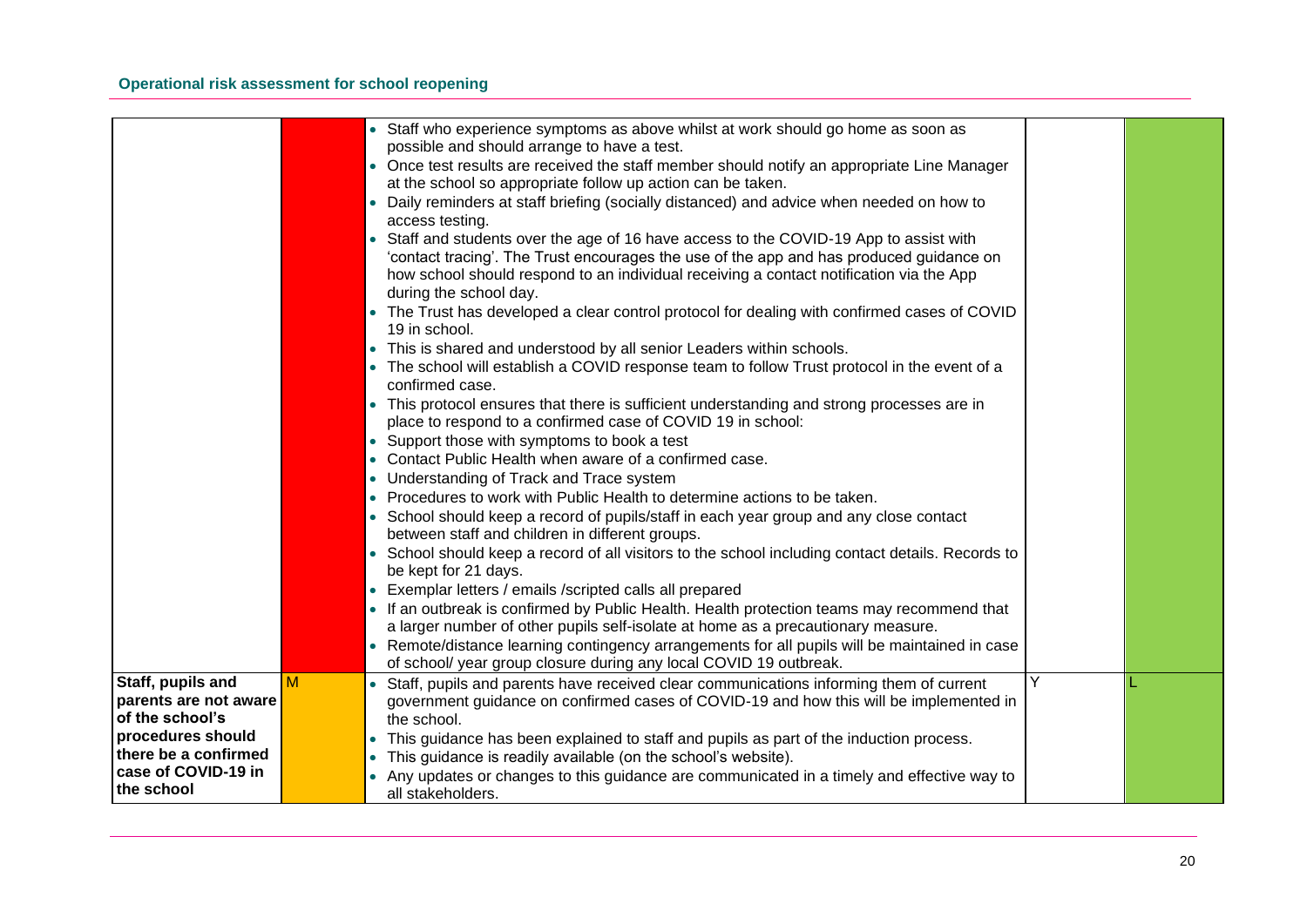| | | | | |
|---|---|---|---|---|
| | | • Staff who experience symptoms as above whilst at work should go home as soon as possible and should arrange to have a test.<br>• Once test results are received the staff member should notify an appropriate Line Manager at the school so appropriate follow up action can be taken.<br>• Daily reminders at staff briefing (socially distanced) and advice when needed on how to access testing.<br>• Staff and students over the age of 16 have access to the COVID-19 App to assist with 'contact tracing'. The Trust encourages the use of the app and has produced guidance on how school should respond to an individual receiving a contact notification via the App during the school day.<br>• The Trust has developed a clear control protocol for dealing with confirmed cases of COVID 19 in school.<br>• This is shared and understood by all senior Leaders within schools.<br>• The school will establish a COVID response team to follow Trust protocol in the event of a confirmed case.<br>• This protocol ensures that there is sufficient understanding and strong processes are in place to respond to a confirmed case of COVID 19 in school:<br>• Support those with symptoms to book a test<br>• Contact Public Health when aware of a confirmed case.<br>• Understanding of Track and Trace system<br>• Procedures to work with Public Health to determine actions to be taken.<br>• School should keep a record of pupils/staff in each year group and any close contact between staff and children in different groups.<br>• School should keep a record of all visitors to the school including contact details. Records to be kept for 21 days.<br>• Exemplar letters / emails /scripted calls all prepared<br>• If an outbreak is confirmed by Public Health. Health protection teams may recommend that a larger number of other pupils self-isolate at home as a precautionary measure.<br>• Remote/distance learning contingency arrangements for all pupils will be maintained in case of school/ year group closure during any local COVID 19 outbreak. | | |
| **Staff, pupils and parents are not aware of the school's procedures should there be a confirmed case of COVID-19 in the school** | M | • Staff, pupils and parents have received clear communications informing them of current government guidance on confirmed cases of COVID-19 and how this will be implemented in the school.<br>• This guidance has been explained to staff and pupils as part of the induction process.<br>• This guidance is readily available (on the school's website).<br>• Any updates or changes to this guidance are communicated in a timely and effective way to all stakeholders. | Y | L |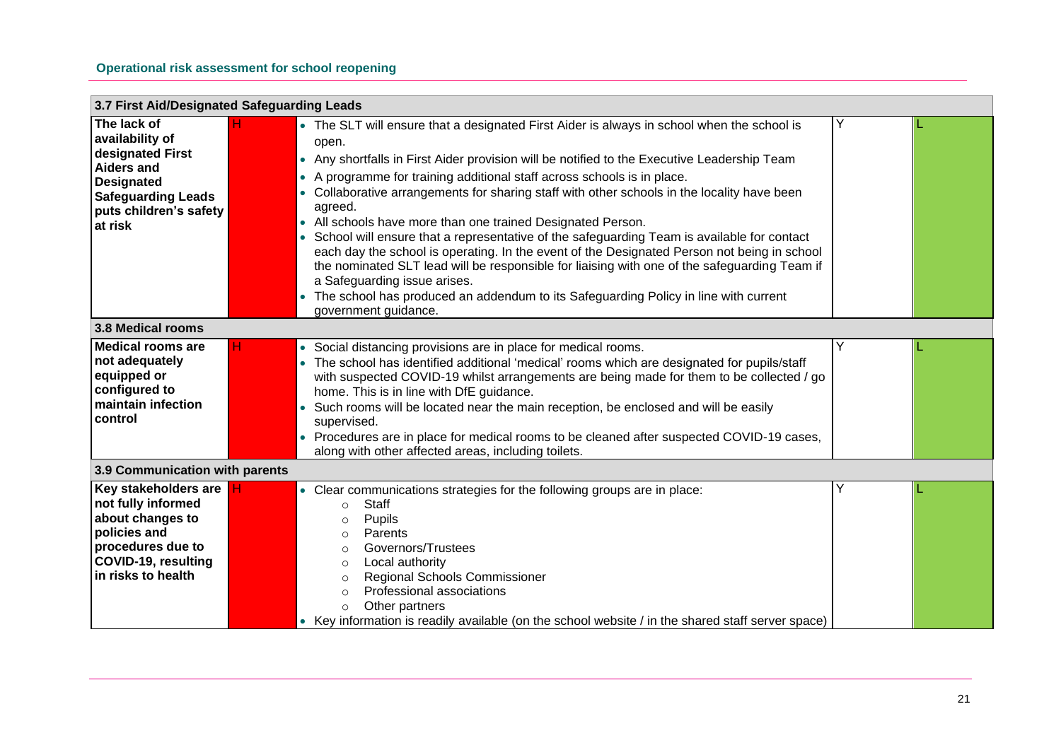| | | | | |
|---|---|---|---|---|
| **3.7 First Aid/Designated Safeguarding Leads** | | | | |
| **The lack of availability of designated First Aiders and Designated Safeguarding Leads puts children's safety at risk** | H | • The SLT will ensure that a designated First Aider is always in school when the school is open.<br>• Any shortfalls in First Aider provision will be notified to the Executive Leadership Team<br>• A programme for training additional staff across schools is in place.<br>• Collaborative arrangements for sharing staff with other schools in the locality have been agreed.<br>• All schools have more than one trained Designated Person.<br>• School will ensure that a representative of the safeguarding Team is available for contact each day the school is operating. In the event of the Designated Person not being in school the nominated SLT lead will be responsible for liaising with one of the safeguarding Team if a Safeguarding issue arises.<br>• The school has produced an addendum to its Safeguarding Policy in line with current government guidance. | Y | L |
| **3.8 Medical rooms** | | | | |
| **Medical rooms are not adequately equipped or configured to maintain infection control** | H | • Social distancing provisions are in place for medical rooms.<br>• The school has identified additional 'medical' rooms which are designated for pupils/staff with suspected COVID-19 whilst arrangements are being made for them to be collected / go home. This is in line with DfE guidance.<br>• Such rooms will be located near the main reception, be enclosed and will be easily supervised.<br>• Procedures are in place for medical rooms to be cleaned after suspected COVID-19 cases, along with other affected areas, including toilets. | Y | L |
| **3.9 Communication with parents** | | | | |
| **Key stakeholders are not fully informed about changes to policies and procedures due to COVID-19, resulting in risks to health** | H | • Clear communications strategies for the following groups are in place:<br>  ○ Staff<br>  ○ Pupils<br>  ○ Parents<br>  ○ Governors/Trustees<br>  ○ Local authority<br>  ○ Regional Schools Commissioner<br>  ○ Professional associations<br>  ○ Other partners<br>• Key information is readily available (on the school website / in the shared staff server space) | Y | L |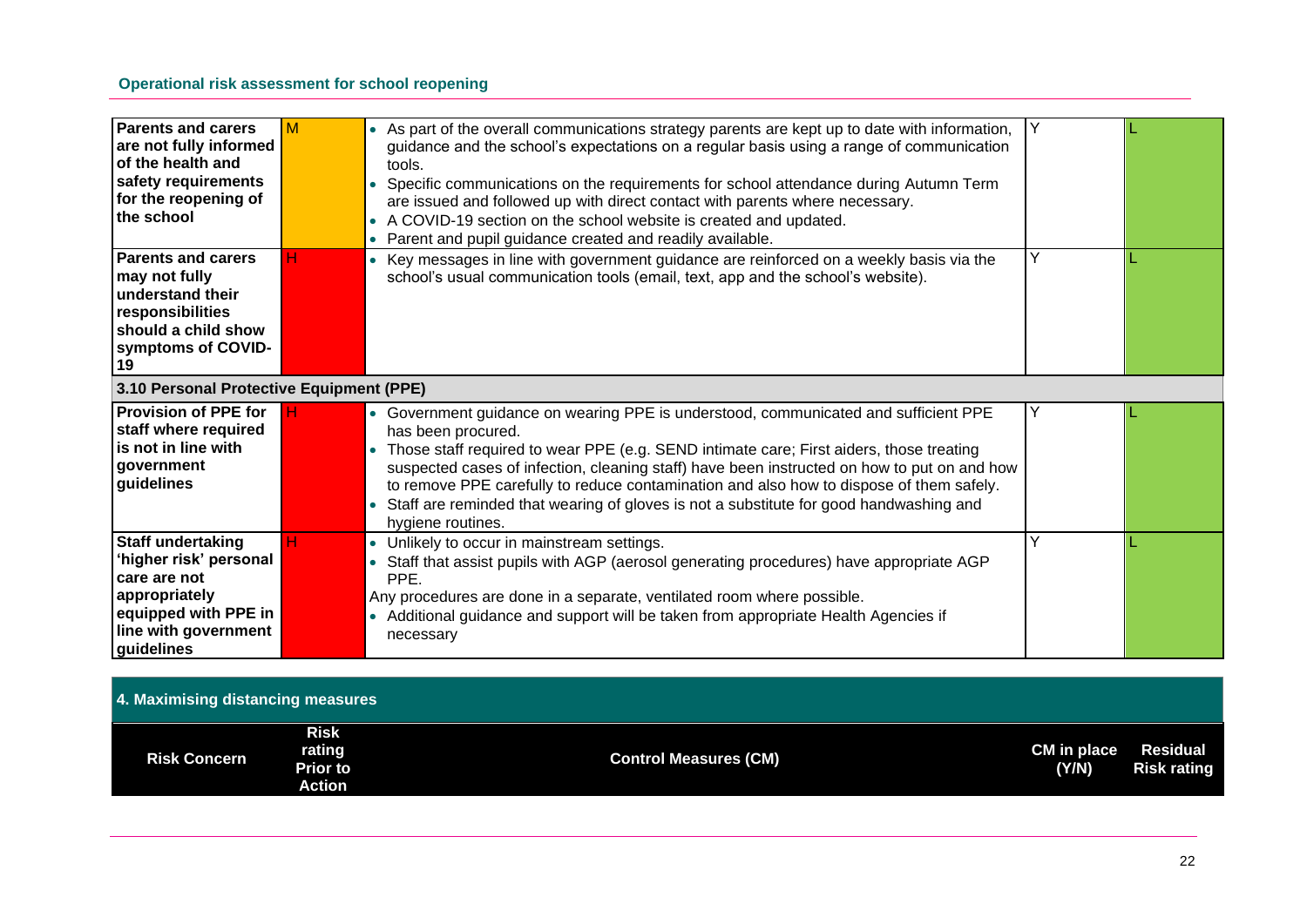| | | | | |
|---|---|---|---|---|
| **Parents and carers are not fully informed of the health and safety requirements for the reopening of the school** | M | • As part of the overall communications strategy parents are kept up to date with information, guidance and the school's expectations on a regular basis using a range of communication tools.<br>• Specific communications on the requirements for school attendance during Autumn Term are issued and followed up with direct contact with parents where necessary.<br>• A COVID-19 section on the school website is created and updated.<br>• Parent and pupil guidance created and readily available. | Y | L |
| **Parents and carers may not fully understand their responsibilities should a child show symptoms of COVID-19** | H | • Key messages in line with government guidance are reinforced on a weekly basis via the school's usual communication tools (email, text, app and the school's website). | Y | L |
| **3.10 Personal Protective Equipment (PPE)** | | | | |
| **Provision of PPE for staff where required is not in line with government guidelines** | H | • Government guidance on wearing PPE is understood, communicated and sufficient PPE has been procured.<br>• Those staff required to wear PPE (e.g. SEND intimate care; First aiders, those treating suspected cases of infection, cleaning staff) have been instructed on how to put on and how to remove PPE carefully to reduce contamination and also how to dispose of them safely.<br>• Staff are reminded that wearing of gloves is not a substitute for good handwashing and hygiene routines. | Y | L |
| **Staff undertaking 'higher risk' personal care are not appropriately equipped with PPE in line with government guidelines** | H | • Unlikely to occur in mainstream settings.<br>• Staff that assist pupils with AGP (aerosol generating procedures) have appropriate AGP PPE.<br>Any procedures are done in a separate, ventilated room where possible.<br>• Additional guidance and support will be taken from appropriate Health Agencies if necessary | Y | L |

## 4. Maximising distancing measures

| Risk Concern | Risk rating Prior to Action | Control Measures (CM) | CM in place (Y/N) | Residual Risk rating |
|---|---|---|---|---|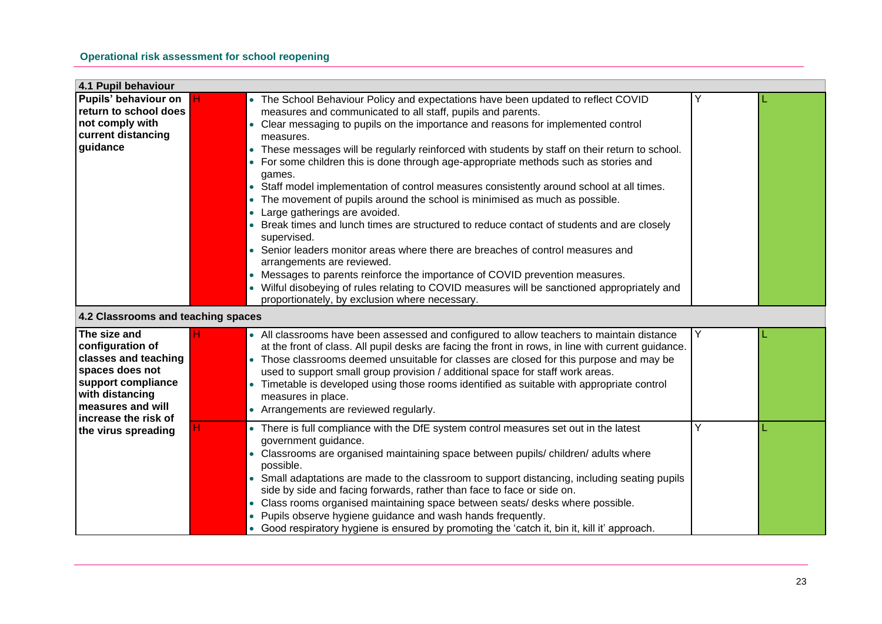## Operational risk assessment for school reopening

| | | | | |
|---|---|---|---|---|
| **4.1 Pupil behaviour** | | | | |
| **Pupils' behaviour on return to school does not comply with current distancing guidance** | H | • The School Behaviour Policy and expectations have been updated to reflect COVID measures and communicated to all staff, pupils and parents.<br>• Clear messaging to pupils on the importance and reasons for implemented control measures.<br>• These messages will be regularly reinforced with students by staff on their return to school.<br>• For some children this is done through age-appropriate methods such as stories and games.<br>• Staff model implementation of control measures consistently around school at all times.<br>• The movement of pupils around the school is minimised as much as possible.<br>• Large gatherings are avoided.<br>• Break times and lunch times are structured to reduce contact of students and are closely supervised.<br>• Senior leaders monitor areas where there are breaches of control measures and arrangements are reviewed.<br>• Messages to parents reinforce the importance of COVID prevention measures.<br>• Wilful disobeying of rules relating to COVID measures will be sanctioned appropriately and proportionately, by exclusion where necessary. | Y | L |
| **4.2 Classrooms and teaching spaces** | | | | |
| **The size and configuration of classes and teaching spaces does not support compliance with distancing measures and will increase the risk of the virus spreading** | H | • All classrooms have been assessed and configured to allow teachers to maintain distance at the front of class. All pupil desks are facing the front in rows, in line with current guidance.<br>• Those classrooms deemed unsuitable for classes are closed for this purpose and may be used to support small group provision / additional space for staff work areas.<br>• Timetable is developed using those rooms identified as suitable with appropriate control measures in place.<br>• Arrangements are reviewed regularly. | Y | L |
| | H | • There is full compliance with the DfE system control measures set out in the latest government guidance.<br>• Classrooms are organised maintaining space between pupils/ children/ adults where possible.<br>• Small adaptations are made to the classroom to support distancing, including seating pupils side by side and facing forwards, rather than face to face or side on.<br>• Class rooms organised maintaining space between seats/ desks where possible.<br>• Pupils observe hygiene guidance and wash hands frequently.<br>• Good respiratory hygiene is ensured by promoting the 'catch it, bin it, kill it' approach. | Y | L |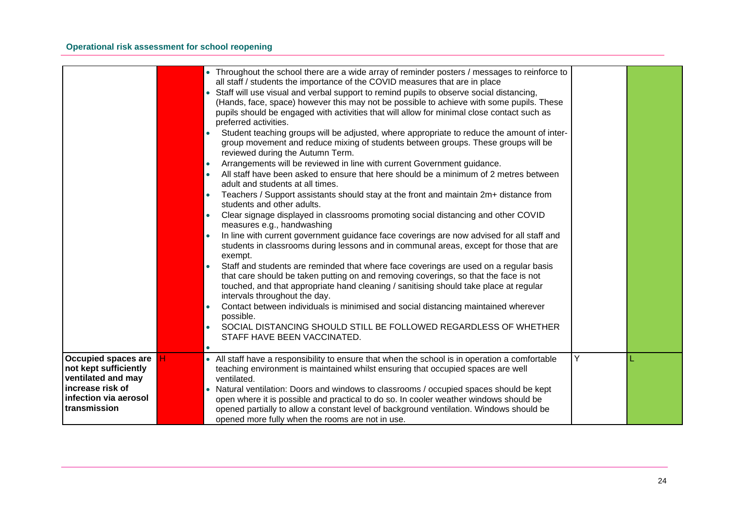| | | | | |
|---|---|---|---|---|
| | | • Throughout the school there are a wide array of reminder posters / messages to reinforce to all staff / students the importance of the COVID measures that are in place<br>• Staff will use visual and verbal support to remind pupils to observe social distancing, (Hands, face, space) however this may not be possible to achieve with some pupils. These pupils should be engaged with activities that will allow for minimal close contact such as preferred activities.<br>• Student teaching groups will be adjusted, where appropriate to reduce the amount of inter-group movement and reduce mixing of students between groups. These groups will be reviewed during the Autumn Term.<br>• Arrangements will be reviewed in line with current Government guidance.<br>• All staff have been asked to ensure that here should be a minimum of 2 metres between adult and students at all times.<br>• Teachers / Support assistants should stay at the front and maintain 2m+ distance from students and other adults.<br>• Clear signage displayed in classrooms promoting social distancing and other COVID measures e.g., handwashing<br>• In line with current government guidance face coverings are now advised for all staff and students in classrooms during lessons and in communal areas, except for those that are exempt.<br>• Staff and students are reminded that where face coverings are used on a regular basis that care should be taken putting on and removing coverings, so that the face is not touched, and that appropriate hand cleaning / sanitising should take place at regular intervals throughout the day.<br>• Contact between individuals is minimised and social distancing maintained wherever possible.<br>• SOCIAL DISTANCING SHOULD STILL BE FOLLOWED REGARDLESS OF WHETHER STAFF HAVE BEEN VACCINATED.<br>• | | |
| **Occupied spaces are not kept sufficiently ventilated and may increase risk of infection via aerosol transmission** | H | • All staff have a responsibility to ensure that when the school is in operation a comfortable teaching environment is maintained whilst ensuring that occupied spaces are well ventilated.<br>• Natural ventilation: Doors and windows to classrooms / occupied spaces should be kept open where it is possible and practical to do so. In cooler weather windows should be opened partially to allow a constant level of background ventilation. Windows should be opened more fully when the rooms are not in use. | Y | L |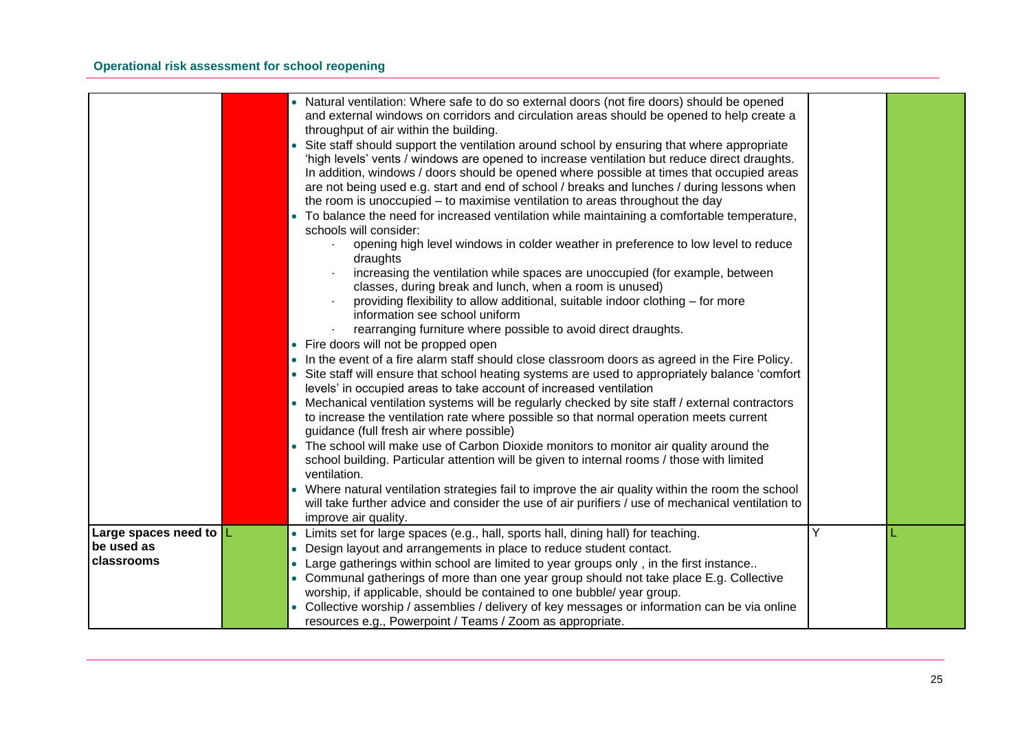| | | | | |
|---|---|---|---|---|
| | | • Natural ventilation: Where safe to do so external doors (not fire doors) should be opened and external windows on corridors and circulation areas should be opened to help create a throughput of air within the building.<br>• Site staff should support the ventilation around school by ensuring that where appropriate 'high levels' vents / windows are opened to increase ventilation but reduce direct draughts. In addition, windows / doors should be opened where possible at times that occupied areas are not being used e.g. start and end of school / breaks and lunches / during lessons when the room is unoccupied – to maximise ventilation to areas throughout the day<br>• To balance the need for increased ventilation while maintaining a comfortable temperature, schools will consider:<br>· opening high level windows in colder weather in preference to low level to reduce draughts<br>· increasing the ventilation while spaces are unoccupied (for example, between classes, during break and lunch, when a room is unused)<br>· providing flexibility to allow additional, suitable indoor clothing – for more information see school uniform<br>· rearranging furniture where possible to avoid direct draughts.<br>• Fire doors will not be propped open<br>• In the event of a fire alarm staff should close classroom doors as agreed in the Fire Policy.<br>• Site staff will ensure that school heating systems are used to appropriately balance 'comfort levels' in occupied areas to take account of increased ventilation<br>• Mechanical ventilation systems will be regularly checked by site staff / external contractors to increase the ventilation rate where possible so that normal operation meets current guidance (full fresh air where possible)<br>• The school will make use of Carbon Dioxide monitors to monitor air quality around the school building. Particular attention will be given to internal rooms / those with limited ventilation.<br>• Where natural ventilation strategies fail to improve the air quality within the room the school will take further advice and consider the use of air purifiers / use of mechanical ventilation to improve air quality. | | |
| **Large spaces need to be used as classrooms** | L | • Limits set for large spaces (e.g., hall, sports hall, dining hall) for teaching.<br>• Design layout and arrangements in place to reduce student contact.<br>• Large gatherings within school are limited to year groups only , in the first instance..<br>• Communal gatherings of more than one year group should not take place E.g. Collective worship, if applicable, should be contained to one bubble/ year group.<br>• Collective worship / assemblies / delivery of key messages or information can be via online resources e.g., Powerpoint / Teams / Zoom as appropriate. | Y | L |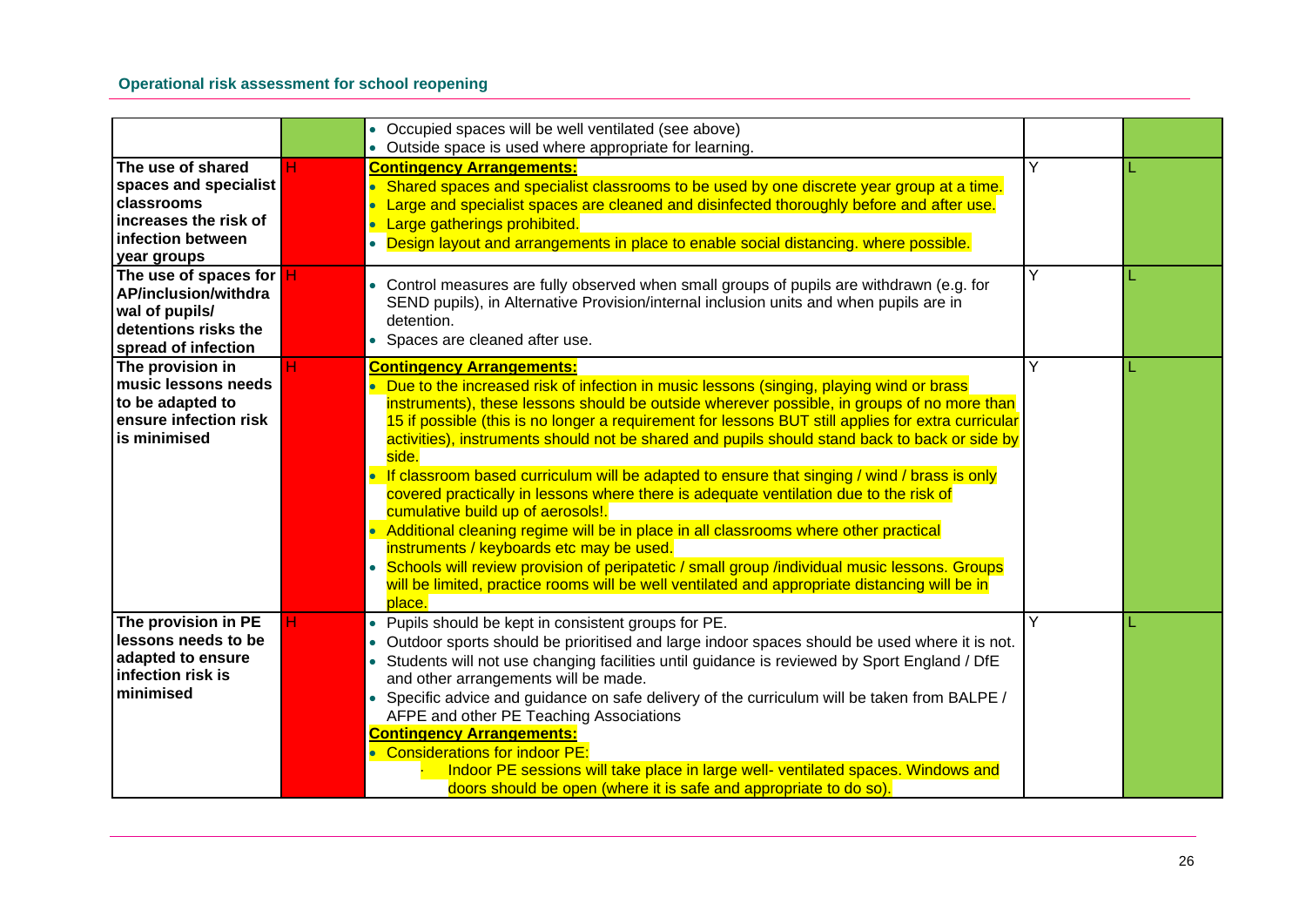| | | | | |
|---|---|---|---|---|
| | | • Occupied spaces will be well ventilated (see above)<br>• Outside space is used where appropriate for learning. | | |
| **The use of shared spaces and specialist classrooms increases the risk of infection between year groups** | H | **Contingency Arrangements:**<br>• Shared spaces and specialist classrooms to be used by one discrete year group at a time.<br>• Large and specialist spaces are cleaned and disinfected thoroughly before and after use.<br>• Large gatherings prohibited.<br>• Design layout and arrangements in place to enable social distancing. where possible. | Y | L |
| **The use of spaces for AP/inclusion/withdrawal of pupils/ detentions risks the spread of infection** | H | • Control measures are fully observed when small groups of pupils are withdrawn (e.g. for SEND pupils), in Alternative Provision/internal inclusion units and when pupils are in detention.<br>• Spaces are cleaned after use. | Y | L |
| **The provision in music lessons needs to be adapted to ensure infection risk is minimised** | H | **Contingency Arrangements:**<br>• Due to the increased risk of infection in music lessons (singing, playing wind or brass instruments), these lessons should be outside wherever possible, in groups of no more than 15 if possible (this is no longer a requirement for lessons BUT still applies for extra curricular activities), instruments should not be shared and pupils should stand back to back or side by side.<br>• If classroom based curriculum will be adapted to ensure that singing / wind / brass is only covered practically in lessons where there is adequate ventilation due to the risk of cumulative build up of aerosols!.<br>• Additional cleaning regime will be in place in all classrooms where other practical instruments / keyboards etc may be used.<br>• Schools will review provision of peripatetic / small group /individual music lessons. Groups will be limited, practice rooms will be well ventilated and appropriate distancing will be in place. | Y | L |
| **The provision in PE lessons needs to be adapted to ensure infection risk is minimised** | H | • Pupils should be kept in consistent groups for PE.<br>• Outdoor sports should be prioritised and large indoor spaces should be used where it is not.<br>• Students will not use changing facilities until guidance is reviewed by Sport England / DfE and other arrangements will be made.<br>• Specific advice and guidance on safe delivery of the curriculum will be taken from BALPE / AFPE and other PE Teaching Associations<br>**Contingency Arrangements:**<br>• Considerations for indoor PE:<br>· Indoor PE sessions will take place in large well- ventilated spaces. Windows and doors should be open (where it is safe and appropriate to do so). | Y | L |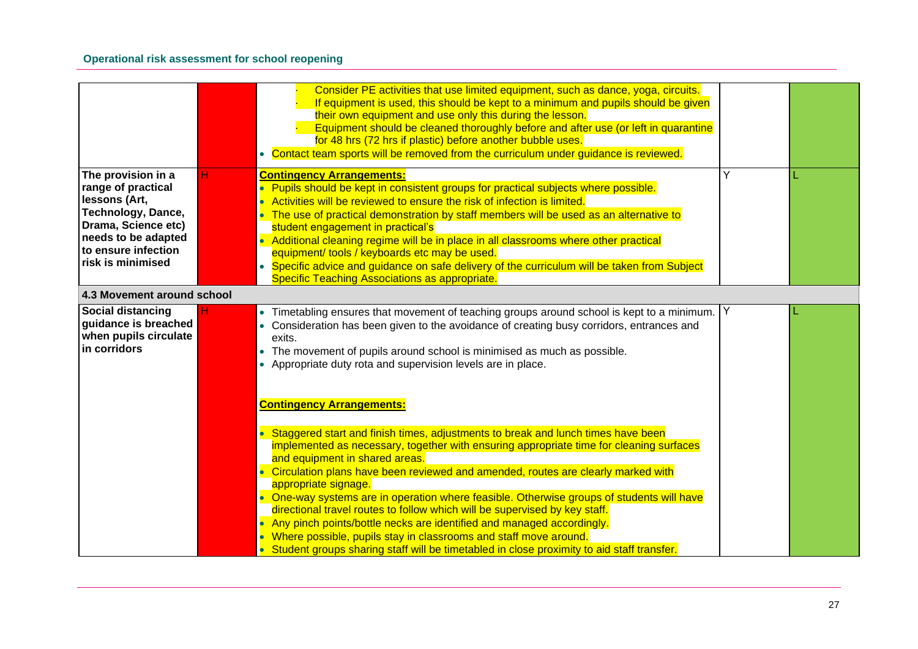| | | | | |
|---|---|---|---|---|
| | | · Consider PE activities that use limited equipment, such as dance, yoga, circuits.<br>· If equipment is used, this should be kept to a minimum and pupils should be given their own equipment and use only this during the lesson.<br>· Equipment should be cleaned thoroughly before and after use (or left in quarantine for 48 hrs (72 hrs if plastic) before another bubble uses.<br>• Contact team sports will be removed from the curriculum under guidance is reviewed. | | |
| **The provision in a range of practical lessons (Art, Technology, Dance, Drama, Science etc) needs to be adapted to ensure infection risk is minimised** | H | **Contingency Arrangements:**<br>• Pupils should be kept in consistent groups for practical subjects where possible.<br>• Activities will be reviewed to ensure the risk of infection is limited.<br>• The use of practical demonstration by staff members will be used as an alternative to student engagement in practical's<br>• Additional cleaning regime will be in place in all classrooms where other practical equipment/ tools / keyboards etc may be used.<br>• Specific advice and guidance on safe delivery of the curriculum will be taken from Subject Specific Teaching Associations as appropriate. | Y | L |
| **4.3 Movement around school** | | | | |
| **Social distancing guidance is breached when pupils circulate in corridors** | H | • Timetabling ensures that movement of teaching groups around school is kept to a minimum.<br>• Consideration has been given to the avoidance of creating busy corridors, entrances and exits.<br>• The movement of pupils around school is minimised as much as possible.<br>• Appropriate duty rota and supervision levels are in place.<br><br>**Contingency Arrangements:**<br><br>• Staggered start and finish times, adjustments to break and lunch times have been implemented as necessary, together with ensuring appropriate time for cleaning surfaces and equipment in shared areas.<br>• Circulation plans have been reviewed and amended, routes are clearly marked with appropriate signage.<br>• One-way systems are in operation where feasible. Otherwise groups of students will have directional travel routes to follow which will be supervised by key staff.<br>• Any pinch points/bottle necks are identified and managed accordingly.<br>• Where possible, pupils stay in classrooms and staff move around.<br>• Student groups sharing staff will be timetabled in close proximity to aid staff transfer. | Y | L |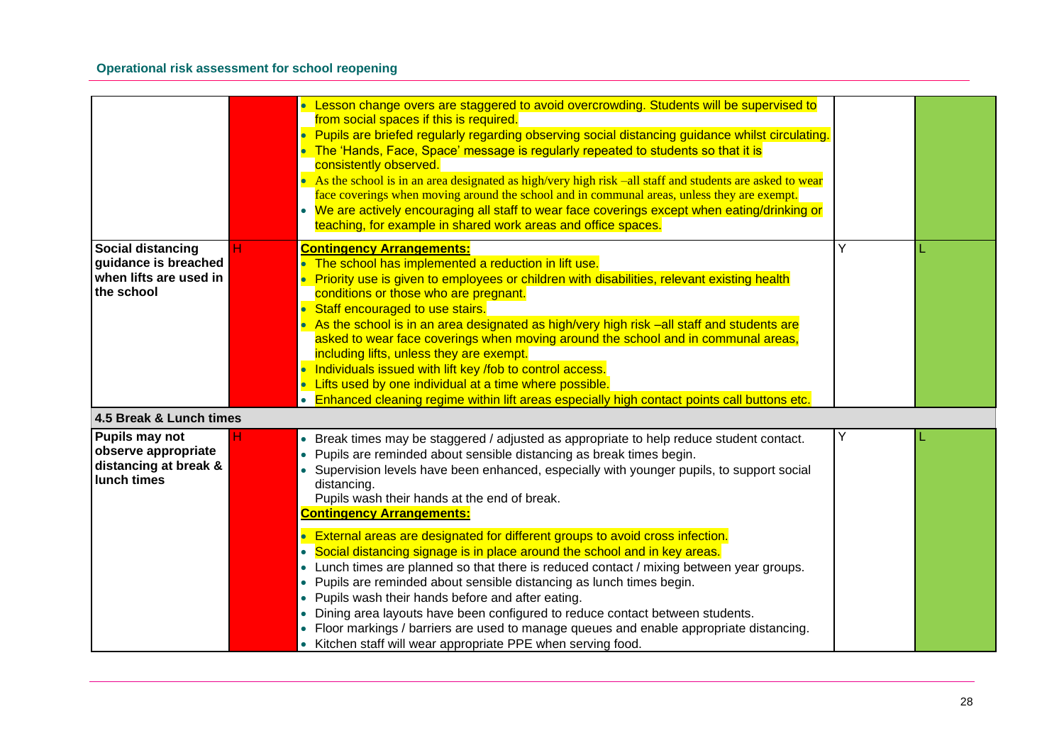| | | | | |
|---|---|---|---|---|
| | | • Lesson change overs are staggered to avoid overcrowding. Students will be supervised to from social spaces if this is required.<br>• Pupils are briefed regularly regarding observing social distancing guidance whilst circulating.<br>• The 'Hands, Face, Space' message is regularly repeated to students so that it is consistently observed.<br>• As the school is in an area designated as high/very high risk –all staff and students are asked to wear face coverings when moving around the school and in communal areas, unless they are exempt.<br>• We are actively encouraging all staff to wear face coverings except when eating/drinking or teaching, for example in shared work areas and office spaces. | | |
| **Social distancing guidance is breached when lifts are used in the school** | H | **Contingency Arrangements:**<br>• The school has implemented a reduction in lift use.<br>• Priority use is given to employees or children with disabilities, relevant existing health conditions or those who are pregnant.<br>• Staff encouraged to use stairs.<br>• As the school is in an area designated as high/very high risk –all staff and students are asked to wear face coverings when moving around the school and in communal areas, including lifts, unless they are exempt.<br>• Individuals issued with lift key /fob to control access.<br>• Lifts used by one individual at a time where possible.<br>• Enhanced cleaning regime within lift areas especially high contact points call buttons etc. | Y | L |
| **4.5 Break & Lunch times** | | | | |
| **Pupils may not observe appropriate distancing at break & lunch times** | H | • Break times may be staggered / adjusted as appropriate to help reduce student contact.<br>• Pupils are reminded about sensible distancing as break times begin.<br>• Supervision levels have been enhanced, especially with younger pupils, to support social distancing.<br>Pupils wash their hands at the end of break.<br>**Contingency Arrangements:**<br>• External areas are designated for different groups to avoid cross infection.<br>• Social distancing signage is in place around the school and in key areas.<br>• Lunch times are planned so that there is reduced contact / mixing between year groups.<br>• Pupils are reminded about sensible distancing as lunch times begin.<br>• Pupils wash their hands before and after eating.<br>• Dining area layouts have been configured to reduce contact between students.<br>• Floor markings / barriers are used to manage queues and enable appropriate distancing.<br>• Kitchen staff will wear appropriate PPE when serving food. | Y | L |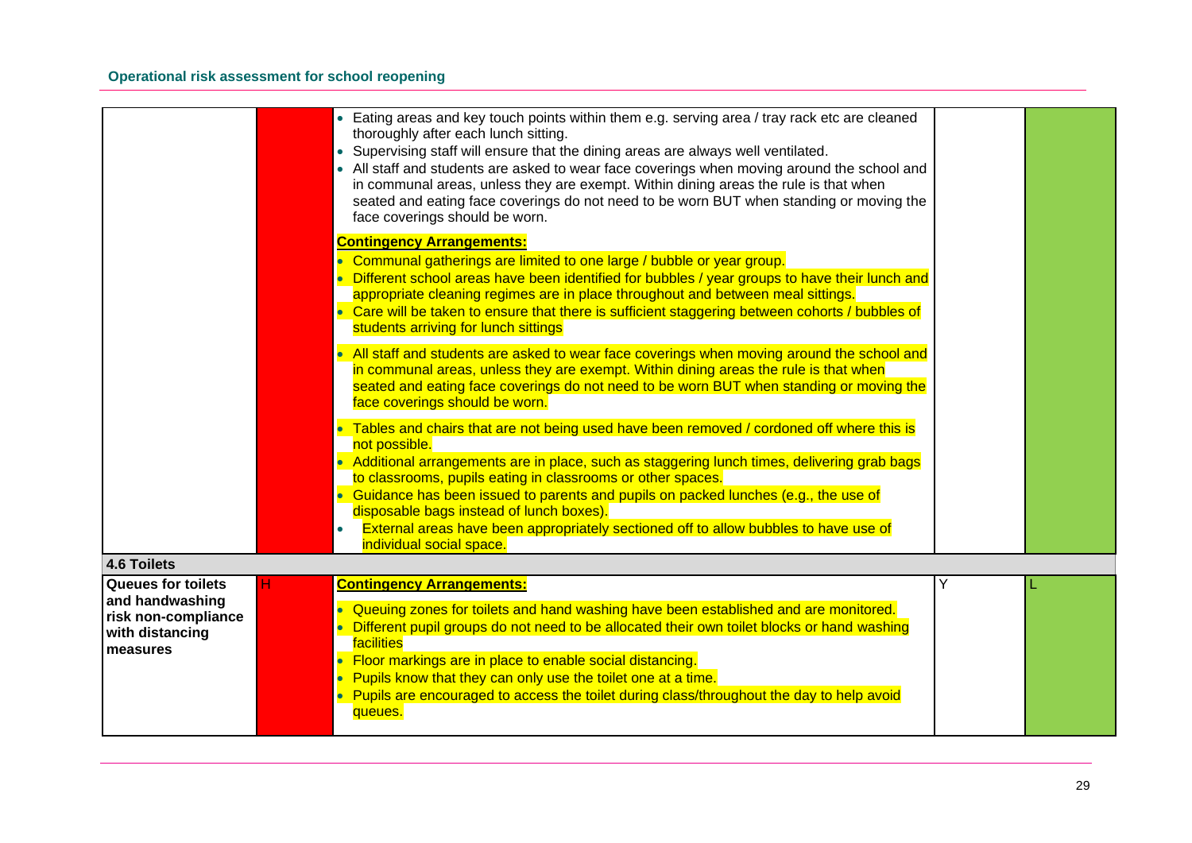| | | | | |
|---|---|---|---|---|
| | | • Eating areas and key touch points within them e.g. serving area / tray rack etc are cleaned thoroughly after each lunch sitting.<br>• Supervising staff will ensure that the dining areas are always well ventilated.<br>• All staff and students are asked to wear face coverings when moving around the school and in communal areas, unless they are exempt. Within dining areas the rule is that when seated and eating face coverings do not need to be worn BUT when standing or moving the face coverings should be worn.<br><br>**Contingency Arrangements:**<br>• Communal gatherings are limited to one large / bubble or year group.<br>• Different school areas have been identified for bubbles / year groups to have their lunch and appropriate cleaning regimes are in place throughout and between meal sittings.<br>• Care will be taken to ensure that there is sufficient staggering between cohorts / bubbles of students arriving for lunch sittings<br>• All staff and students are asked to wear face coverings when moving around the school and in communal areas, unless they are exempt. Within dining areas the rule is that when seated and eating face coverings do not need to be worn BUT when standing or moving the face coverings should be worn.<br>• Tables and chairs that are not being used have been removed / cordoned off where this is not possible.<br>• Additional arrangements are in place, such as staggering lunch times, delivering grab bags to classrooms, pupils eating in classrooms or other spaces.<br>• Guidance has been issued to parents and pupils on packed lunches (e.g., the use of disposable bags instead of lunch boxes).<br>• External areas have been appropriately sectioned off to allow bubbles to have use of individual social space. | | |
| **4.6 Toilets** | | | | |
| **Queues for toilets and handwashing risk non-compliance with distancing measures** | H | **Contingency Arrangements:**<br>• Queuing zones for toilets and hand washing have been established and are monitored.<br>• Different pupil groups do not need to be allocated their own toilet blocks or hand washing facilities<br>• Floor markings are in place to enable social distancing.<br>• Pupils know that they can only use the toilet one at a time.<br>• Pupils are encouraged to access the toilet during class/throughout the day to help avoid queues. | Y | L |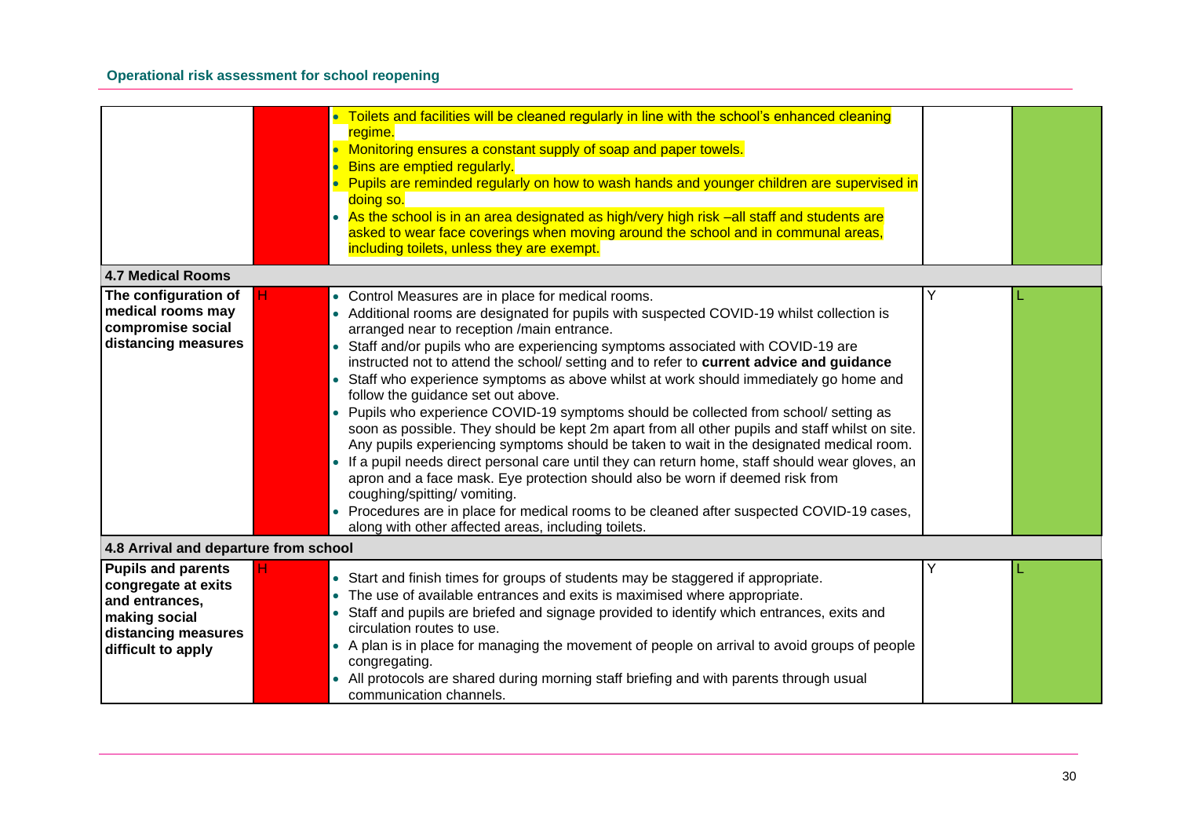| | | | | |
|---|---|---|---|---|
| | | • Toilets and facilities will be cleaned regularly in line with the school's enhanced cleaning regime.<br>• Monitoring ensures a constant supply of soap and paper towels.<br>• Bins are emptied regularly.<br>• Pupils are reminded regularly on how to wash hands and younger children are supervised in doing so.<br>• As the school is in an area designated as high/very high risk –all staff and students are asked to wear face coverings when moving around the school and in communal areas, including toilets, unless they are exempt. | | |
| **4.7 Medical Rooms** | | | | |
| **The configuration of medical rooms may compromise social distancing measures** | H | • Control Measures are in place for medical rooms.<br>• Additional rooms are designated for pupils with suspected COVID-19 whilst collection is arranged near to reception /main entrance.<br>• Staff and/or pupils who are experiencing symptoms associated with COVID-19 are instructed not to attend the school/ setting and to refer to **current advice and guidance**<br>• Staff who experience symptoms as above whilst at work should immediately go home and follow the guidance set out above.<br>• Pupils who experience COVID-19 symptoms should be collected from school/ setting as soon as possible. They should be kept 2m apart from all other pupils and staff whilst on site. Any pupils experiencing symptoms should be taken to wait in the designated medical room.<br>• If a pupil needs direct personal care until they can return home, staff should wear gloves, an apron and a face mask. Eye protection should also be worn if deemed risk from coughing/spitting/ vomiting.<br>• Procedures are in place for medical rooms to be cleaned after suspected COVID-19 cases, along with other affected areas, including toilets. | Y | L |
| **4.8 Arrival and departure from school** | | | | |
| **Pupils and parents congregate at exits and entrances, making social distancing measures difficult to apply** | H | • Start and finish times for groups of students may be staggered if appropriate.<br>• The use of available entrances and exits is maximised where appropriate.<br>• Staff and pupils are briefed and signage provided to identify which entrances, exits and circulation routes to use.<br>• A plan is in place for managing the movement of people on arrival to avoid groups of people congregating.<br>• All protocols are shared during morning staff briefing and with parents through usual communication channels. | Y | L |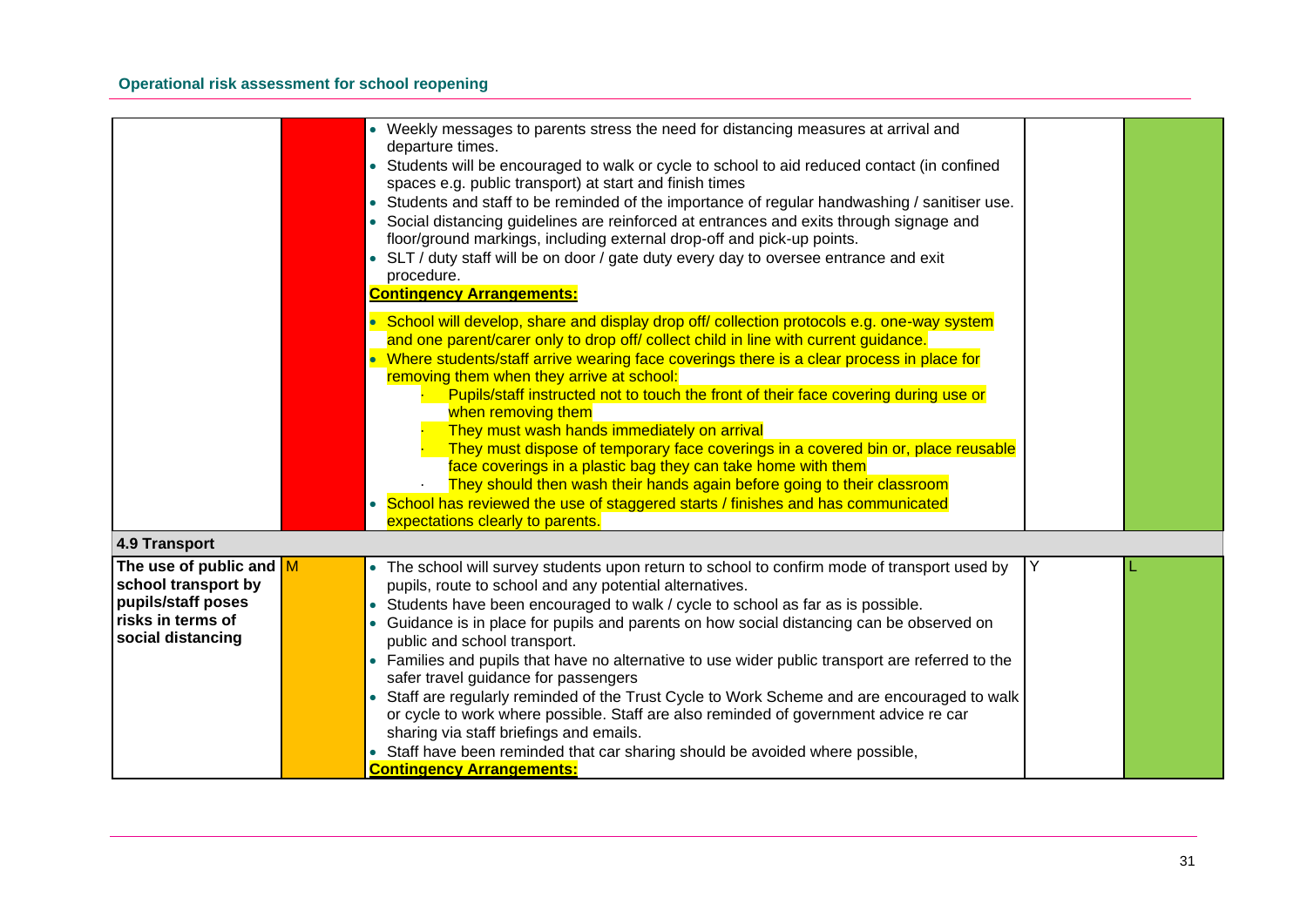| | | | | |
|---|---|---|---|---|
| | | • Weekly messages to parents stress the need for distancing measures at arrival and departure times.<br>• Students will be encouraged to walk or cycle to school to aid reduced contact (in confined spaces e.g. public transport) at start and finish times<br>• Students and staff to be reminded of the importance of regular handwashing / sanitiser use.<br>• Social distancing guidelines are reinforced at entrances and exits through signage and floor/ground markings, including external drop-off and pick-up points.<br>• SLT / duty staff will be on door / gate duty every day to oversee entrance and exit procedure.<br>**Contingency Arrangements:**<br>• School will develop, share and display drop off/ collection protocols e.g. one-way system and one parent/carer only to drop off/ collect child in line with current guidance.<br>• Where students/staff arrive wearing face coverings there is a clear process in place for removing them when they arrive at school:<br>· Pupils/staff instructed not to touch the front of their face covering during use or when removing them<br>· They must wash hands immediately on arrival<br>· They must dispose of temporary face coverings in a covered bin or, place reusable face coverings in a plastic bag they can take home with them<br>· They should then wash their hands again before going to their classroom<br>• School has reviewed the use of staggered starts / finishes and has communicated expectations clearly to parents. | | |
| **4.9 Transport** | | | | |
| **The use of public and school transport by pupils/staff poses risks in terms of social distancing** | M | • The school will survey students upon return to school to confirm mode of transport used by pupils, route to school and any potential alternatives.<br>• Students have been encouraged to walk / cycle to school as far as is possible.<br>• Guidance is in place for pupils and parents on how social distancing can be observed on public and school transport.<br>• Families and pupils that have no alternative to use wider public transport are referred to the safer travel guidance for passengers<br>• Staff are regularly reminded of the Trust Cycle to Work Scheme and are encouraged to walk or cycle to work where possible. Staff are also reminded of government advice re car sharing via staff briefings and emails.<br>• Staff have been reminded that car sharing should be avoided where possible,<br>**Contingency Arrangements:** | Y | L |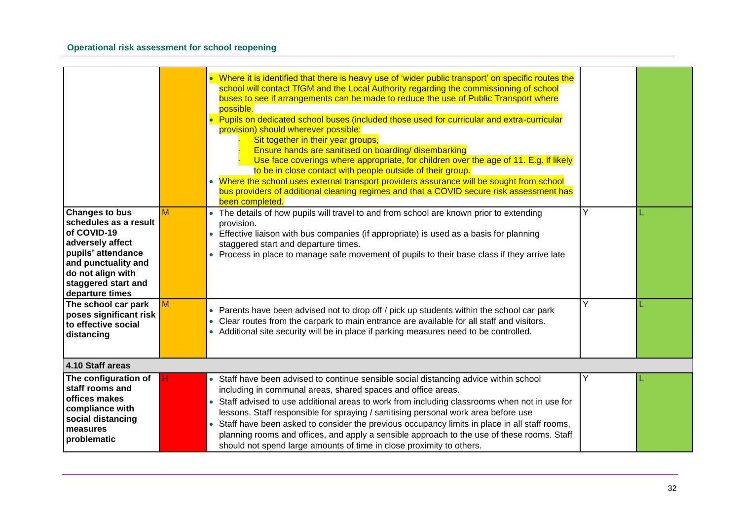| | | | | |
|---|---|---|---|---|
| | | • Where it is identified that there is heavy use of 'wider public transport' on specific routes the school will contact TfGM and the Local Authority regarding the commissioning of school buses to see if arrangements can be made to reduce the use of Public Transport where possible.<br>• Pupils on dedicated school buses (included those used for curricular and extra-curricular provision) should wherever possible:<br>· Sit together in their year groups,<br>· Ensure hands are sanitised on boarding/ disembarking<br>· Use face coverings where appropriate, for children over the age of 11. E.g. if likely to be in close contact with people outside of their group.<br>• Where the school uses external transport providers assurance will be sought from school bus providers of additional cleaning regimes and that a COVID secure risk assessment has been completed. | | |
| **Changes to bus schedules as a result of COVID-19 adversely affect pupils' attendance and punctuality and do not align with staggered start and departure times** | M | • The details of how pupils will travel to and from school are known prior to extending provision.<br>• Effective liaison with bus companies (if appropriate) is used as a basis for planning staggered start and departure times.<br>• Process in place to manage safe movement of pupils to their base class if they arrive late | Y | L |
| **The school car park poses significant risk to effective social distancing** | M | • Parents have been advised not to drop off / pick up students within the school car park<br>• Clear routes from the carpark to main entrance are available for all staff and visitors.<br>• Additional site security will be in place if parking measures need to be controlled. | Y | L |
| **4.10 Staff areas** | | | | |
| **The configuration of staff rooms and offices makes compliance with social distancing measures problematic** | H | • Staff have been advised to continue sensible social distancing advice within school including in communal areas, shared spaces and office areas.<br>• Staff advised to use additional areas to work from including classrooms when not in use for lessons. Staff responsible for spraying / sanitising personal work area before use<br>• Staff have been asked to consider the previous occupancy limits in place in all staff rooms, planning rooms and offices, and apply a sensible approach to the use of these rooms. Staff should not spend large amounts of time in close proximity to others. | Y | L |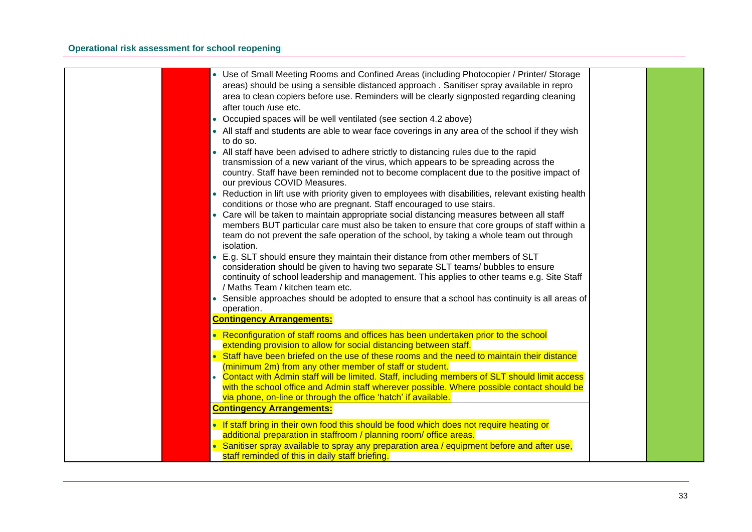| | | | | |
|---|---|---|---|---|
| | | • Use of Small Meeting Rooms and Confined Areas (including Photocopier / Printer/ Storage areas) should be using a sensible distanced approach . Sanitiser spray available in repro area to clean copiers before use. Reminders will be clearly signposted regarding cleaning after touch /use etc.<br>• Occupied spaces will be well ventilated (see section 4.2 above)<br>• All staff and students are able to wear face coverings in any area of the school if they wish to do so.<br>• All staff have been advised to adhere strictly to distancing rules due to the rapid transmission of a new variant of the virus, which appears to be spreading across the country. Staff have been reminded not to become complacent due to the positive impact of our previous COVID Measures.<br>• Reduction in lift use with priority given to employees with disabilities, relevant existing health conditions or those who are pregnant. Staff encouraged to use stairs.<br>• Care will be taken to maintain appropriate social distancing measures between all staff members BUT particular care must also be taken to ensure that core groups of staff within a team do not prevent the safe operation of the school, by taking a whole team out through isolation.<br>• E.g. SLT should ensure they maintain their distance from other members of SLT consideration should be given to having two separate SLT teams/ bubbles to ensure continuity of school leadership and management. This applies to other teams e.g. Site Staff / Maths Team / kitchen team etc.<br>• Sensible approaches should be adopted to ensure that a school has continuity is all areas of operation.<br>**Contingency Arrangements:**<br>• Reconfiguration of staff rooms and offices has been undertaken prior to the school extending provision to allow for social distancing between staff.<br>• Staff have been briefed on the use of these rooms and the need to maintain their distance (minimum 2m) from any other member of staff or student.<br>• Contact with Admin staff will be limited. Staff, including members of SLT should limit access with the school office and Admin staff wherever possible. Where possible contact should be via phone, on-line or through the office 'hatch' if available. | | |
| | | **Contingency Arrangements:**<br>• If staff bring in their own food this should be food which does not require heating or additional preparation in staffroom / planning room/ office areas.<br>• Sanitiser spray available to spray any preparation area / equipment before and after use, staff reminded of this in daily staff briefing. | | |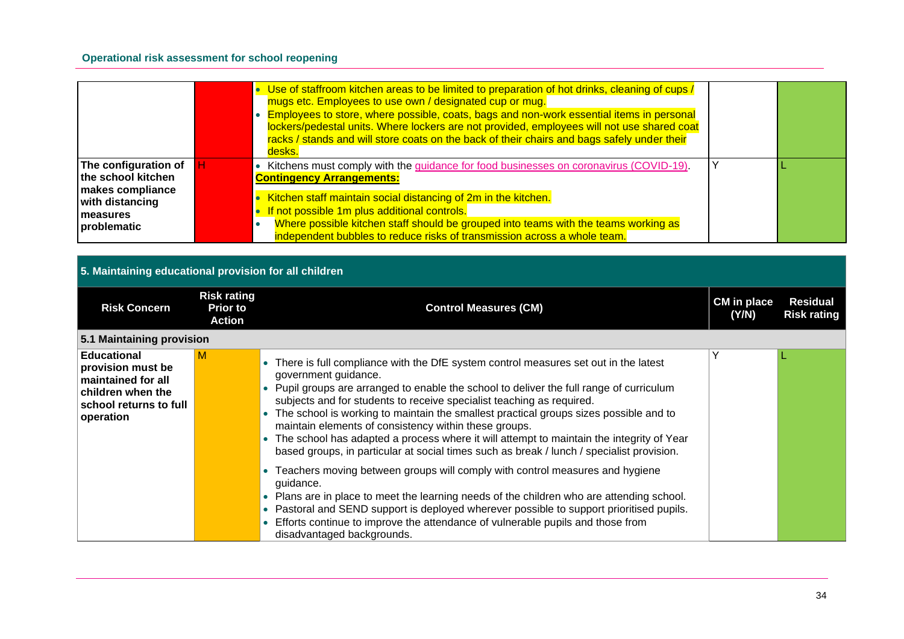| | | | | |
|---|---|---|---|---|
| | | • Use of staffroom kitchen areas to be limited to preparation of hot drinks, cleaning of cups / mugs etc. Employees to use own / designated cup or mug.<br>• Employees to store, where possible, coats, bags and non-work essential items in personal lockers/pedestal units. Where lockers are not provided, employees will not use shared coat racks / stands and will store coats on the back of their chairs and bags safely under their desks. | | |
| **The configuration of the school kitchen makes compliance with distancing measures problematic** | H | • Kitchens must comply with the guidance for food businesses on coronavirus (COVID-19).<br>**Contingency Arrangements:**<br>• Kitchen staff maintain social distancing of 2m in the kitchen.<br>• If not possible 1m plus additional controls.<br>• Where possible kitchen staff should be grouped into teams with the teams working as independent bubbles to reduce risks of transmission across a whole team. | Y | L |

## 5. Maintaining educational provision for all children

| Risk Concern | Risk rating Prior to Action | Control Measures (CM) | CM in place (Y/N) | Residual Risk rating |
|---|---|---|---|---|
| **5.1 Maintaining provision** | | | | |
| **Educational provision must be maintained for all children when the school returns to full operation** | M | • There is full compliance with the DfE system control measures set out in the latest government guidance.<br>• Pupil groups are arranged to enable the school to deliver the full range of curriculum subjects and for students to receive specialist teaching as required.<br>• The school is working to maintain the smallest practical groups sizes possible and to maintain elements of consistency within these groups.<br>• The school has adapted a process where it will attempt to maintain the integrity of Year based groups, in particular at social times such as break / lunch / specialist provision.<br>• Teachers moving between groups will comply with control measures and hygiene guidance.<br>• Plans are in place to meet the learning needs of the children who are attending school.<br>• Pastoral and SEND support is deployed wherever possible to support prioritised pupils.<br>• Efforts continue to improve the attendance of vulnerable pupils and those from disadvantaged backgrounds. | Y | L |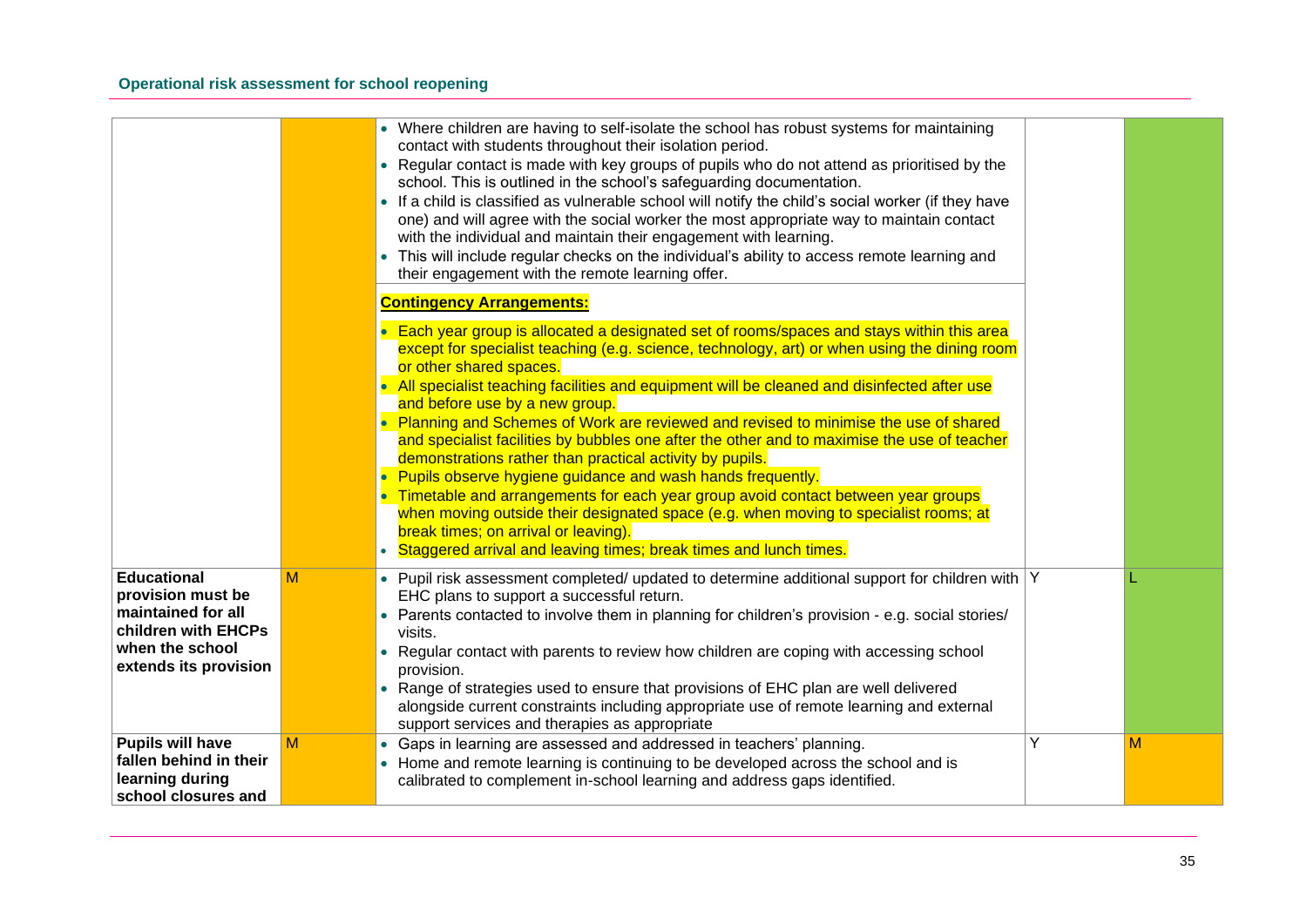| | | | | |
|---|---|---|---|---|
| | | • Where children are having to self-isolate the school has robust systems for maintaining contact with students throughout their isolation period.<br>• Regular contact is made with key groups of pupils who do not attend as prioritised by the school. This is outlined in the school's safeguarding documentation.<br>• If a child is classified as vulnerable school will notify the child's social worker (if they have one) and will agree with the social worker the most appropriate way to maintain contact with the individual and maintain their engagement with learning.<br>• This will include regular checks on the individual's ability to access remote learning and their engagement with the remote learning offer.<br><br>**Contingency Arrangements:**<br><br>• Each year group is allocated a designated set of rooms/spaces and stays within this area except for specialist teaching (e.g. science, technology, art) or when using the dining room or other shared spaces.<br>• All specialist teaching facilities and equipment will be cleaned and disinfected after use and before use by a new group.<br>• Planning and Schemes of Work are reviewed and revised to minimise the use of shared and specialist facilities by bubbles one after the other and to maximise the use of teacher demonstrations rather than practical activity by pupils.<br>• Pupils observe hygiene guidance and wash hands frequently.<br>• Timetable and arrangements for each year group avoid contact between year groups when moving outside their designated space (e.g. when moving to specialist rooms; at break times; on arrival or leaving).<br>• Staggered arrival and leaving times; break times and lunch times. | | |
| **Educational provision must be maintained for all children with EHCPs when the school extends its provision** | M | • Pupil risk assessment completed/ updated to determine additional support for children with EHC plans to support a successful return.<br>• Parents contacted to involve them in planning for children's provision - e.g. social stories/ visits.<br>• Regular contact with parents to review how children are coping with accessing school provision.<br>• Range of strategies used to ensure that provisions of EHC plan are well delivered alongside current constraints including appropriate use of remote learning and external support services and therapies as appropriate | Y | L |
| **Pupils will have fallen behind in their learning during school closures and** | M | • Gaps in learning are assessed and addressed in teachers' planning.<br>• Home and remote learning is continuing to be developed across the school and is calibrated to complement in-school learning and address gaps identified. | Y | M |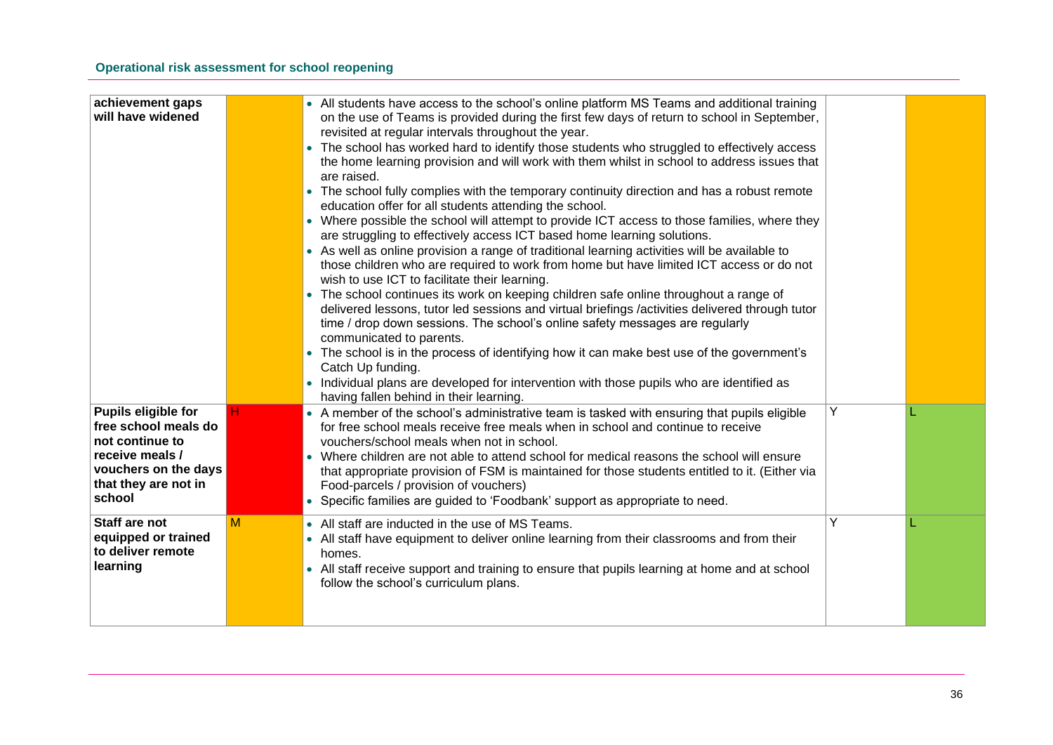| | | | | |
|---|---|---|---|---|
| **achievement gaps will have widened** | | • All students have access to the school's online platform MS Teams and additional training on the use of Teams is provided during the first few days of return to school in September, revisited at regular intervals throughout the year.<br>• The school has worked hard to identify those students who struggled to effectively access the home learning provision and will work with them whilst in school to address issues that are raised.<br>• The school fully complies with the temporary continuity direction and has a robust remote education offer for all students attending the school.<br>• Where possible the school will attempt to provide ICT access to those families, where they are struggling to effectively access ICT based home learning solutions.<br>• As well as online provision a range of traditional learning activities will be available to those children who are required to work from home but have limited ICT access or do not wish to use ICT to facilitate their learning.<br>• The school continues its work on keeping children safe online throughout a range of delivered lessons, tutor led sessions and virtual briefings /activities delivered through tutor time / drop down sessions. The school's online safety messages are regularly communicated to parents.<br>• The school is in the process of identifying how it can make best use of the government's Catch Up funding.<br>• Individual plans are developed for intervention with those pupils who are identified as having fallen behind in their learning. | | |
| **Pupils eligible for free school meals do not continue to receive meals / vouchers on the days that they are not in school** | H | • A member of the school's administrative team is tasked with ensuring that pupils eligible for free school meals receive free meals when in school and continue to receive vouchers/school meals when not in school.<br>• Where children are not able to attend school for medical reasons the school will ensure that appropriate provision of FSM is maintained for those students entitled to it. (Either via Food-parcels / provision of vouchers)<br>• Specific families are guided to 'Foodbank' support as appropriate to need. | Y | L |
| **Staff are not equipped or trained to deliver remote learning** | M | • All staff are inducted in the use of MS Teams.<br>• All staff have equipment to deliver online learning from their classrooms and from their homes.<br>• All staff receive support and training to ensure that pupils learning at home and at school follow the school's curriculum plans. | Y | L |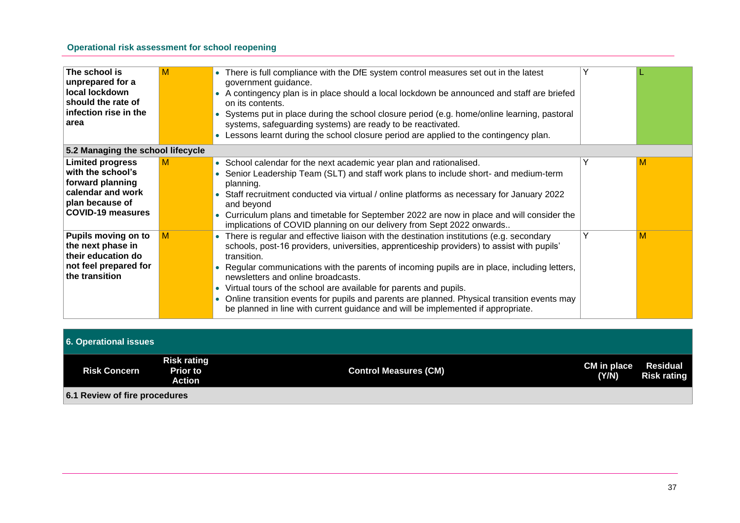| | | | | |
|---|---|---|---|---|
| **The school is unprepared for a local lockdown should the rate of infection rise in the area** | M | • There is full compliance with the DfE system control measures set out in the latest government guidance.<br>• A contingency plan is in place should a local lockdown be announced and staff are briefed on its contents.<br>• Systems put in place during the school closure period (e.g. home/online learning, pastoral systems, safeguarding systems) are ready to be reactivated.<br>• Lessons learnt during the school closure period are applied to the contingency plan. | Y | L |
| **5.2 Managing the school lifecycle** | | | | |
| **Limited progress with the school's forward planning calendar and work plan because of COVID-19 measures** | M | • School calendar for the next academic year plan and rationalised.<br>• Senior Leadership Team (SLT) and staff work plans to include short- and medium-term planning.<br>• Staff recruitment conducted via virtual / online platforms as necessary for January 2022 and beyond<br>• Curriculum plans and timetable for September 2022 are now in place and will consider the implications of COVID planning on our delivery from Sept 2022 onwards.. | Y | M |
| **Pupils moving on to the next phase in their education do not feel prepared for the transition** | M | • There is regular and effective liaison with the destination institutions (e.g. secondary schools, post-16 providers, universities, apprenticeship providers) to assist with pupils' transition.<br>• Regular communications with the parents of incoming pupils are in place, including letters, newsletters and online broadcasts.<br>• Virtual tours of the school are available for parents and pupils.<br>• Online transition events for pupils and parents are planned. Physical transition events may be planned in line with current guidance and will be implemented if appropriate. | Y | M |

## 6. Operational issues

| Risk Concern | Risk rating Prior to Action | Control Measures (CM) | CM in place (Y/N) | Residual Risk rating |
|---|---|---|---|---|
| **6.1 Review of fire procedures** | | | | |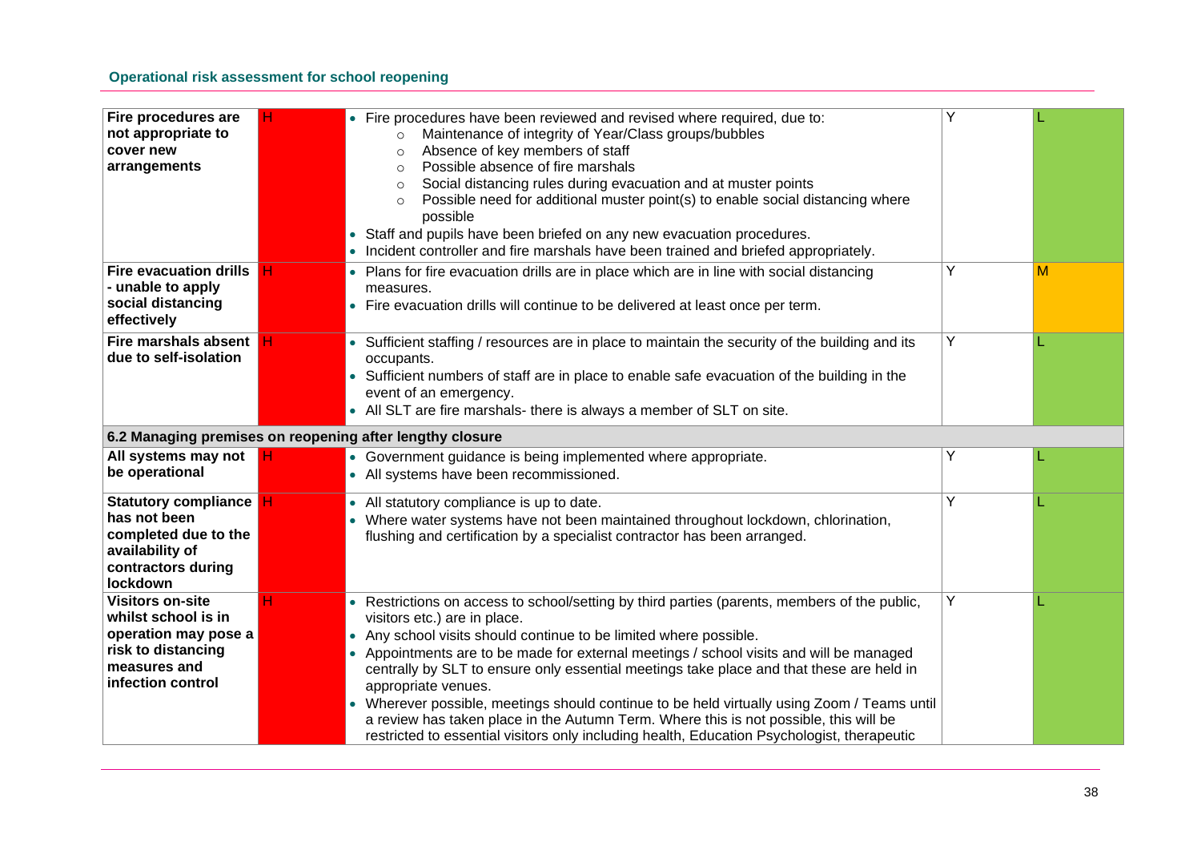| | | | | |
|---|---|---|---|---|
| **Fire procedures are not appropriate to cover new arrangements** | H | • Fire procedures have been reviewed and revised where required, due to:<br>  ○ Maintenance of integrity of Year/Class groups/bubbles<br>  ○ Absence of key members of staff<br>  ○ Possible absence of fire marshals<br>  ○ Social distancing rules during evacuation and at muster points<br>  ○ Possible need for additional muster point(s) to enable social distancing where possible<br>• Staff and pupils have been briefed on any new evacuation procedures.<br>• Incident controller and fire marshals have been trained and briefed appropriately. | Y | L |
| **Fire evacuation drills - unable to apply social distancing effectively** | H | • Plans for fire evacuation drills are in place which are in line with social distancing measures.<br>• Fire evacuation drills will continue to be delivered at least once per term. | Y | M |
| **Fire marshals absent due to self-isolation** | H | • Sufficient staffing / resources are in place to maintain the security of the building and its occupants.<br>• Sufficient numbers of staff are in place to enable safe evacuation of the building in the event of an emergency.<br>• All SLT are fire marshals- there is always a member of SLT on site. | Y | L |
| **6.2 Managing premises on reopening after lengthy closure** | | | | |
| **All systems may not be operational** | H | • Government guidance is being implemented where appropriate.<br>• All systems have been recommissioned. | Y | L |
| **Statutory compliance has not been completed due to the availability of contractors during lockdown** | H | • All statutory compliance is up to date.<br>• Where water systems have not been maintained throughout lockdown, chlorination, flushing and certification by a specialist contractor has been arranged. | Y | L |
| **Visitors on-site whilst school is in operation may pose a risk to distancing measures and infection control** | H | • Restrictions on access to school/setting by third parties (parents, members of the public, visitors etc.) are in place.<br>• Any school visits should continue to be limited where possible.<br>• Appointments are to be made for external meetings / school visits and will be managed centrally by SLT to ensure only essential meetings take place and that these are held in appropriate venues.<br>• Wherever possible, meetings should continue to be held virtually using Zoom / Teams until a review has taken place in the Autumn Term. Where this is not possible, this will be restricted to essential visitors only including health, Education Psychologist, therapeutic | Y | L |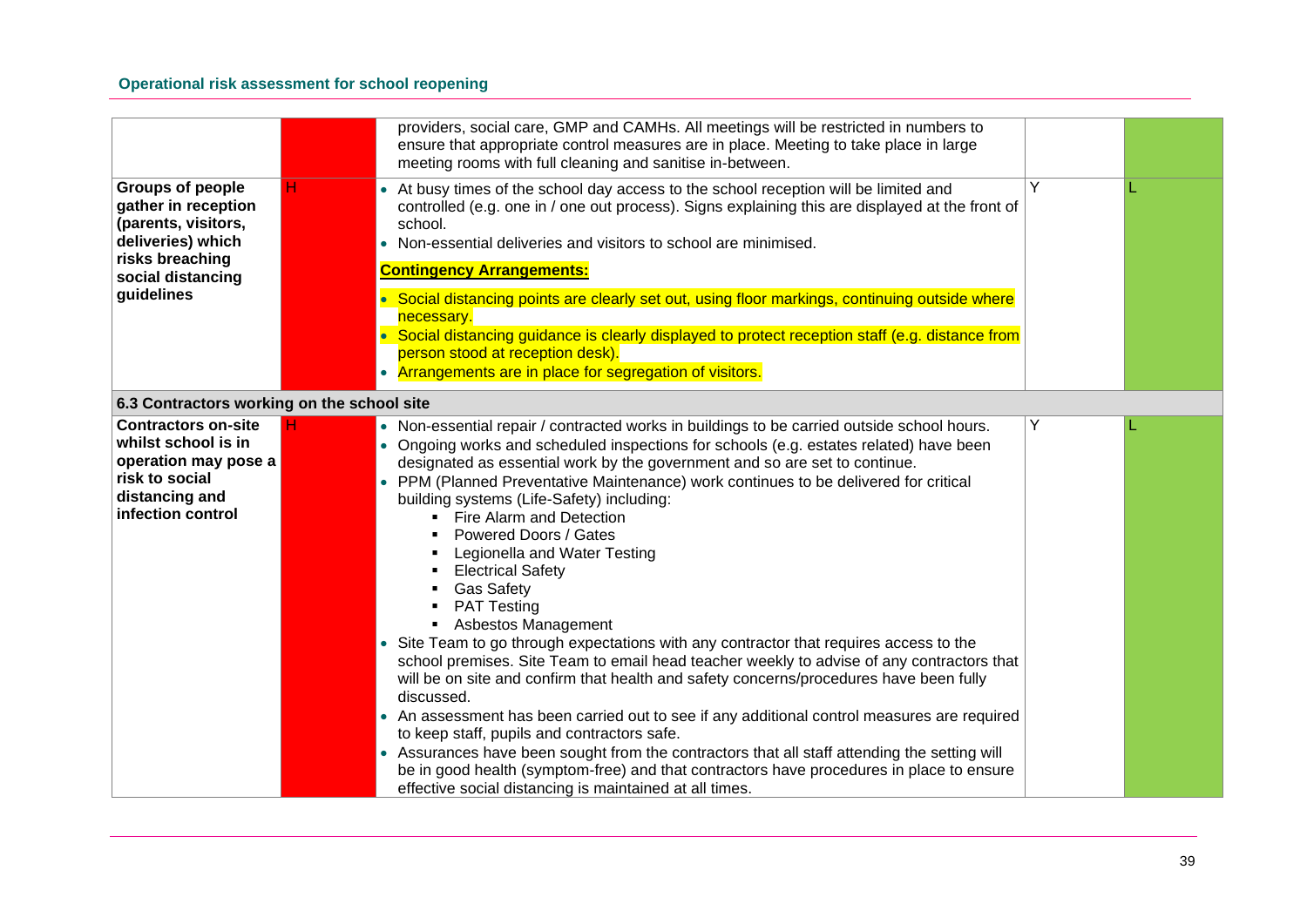| | | | | |
|---|---|---|---|---|
| | | providers, social care, GMP and CAMHs. All meetings will be restricted in numbers to ensure that appropriate control measures are in place. Meeting to take place in large meeting rooms with full cleaning and sanitise in-between. | | |
| **Groups of people gather in reception (parents, visitors, deliveries) which risks breaching social distancing guidelines** | H | • At busy times of the school day access to the school reception will be limited and controlled (e.g. one in / one out process). Signs explaining this are displayed at the front of school.<br>• Non-essential deliveries and visitors to school are minimised.<br>**Contingency Arrangements:**<br>• Social distancing points are clearly set out, using floor markings, continuing outside where necessary.<br>• Social distancing guidance is clearly displayed to protect reception staff (e.g. distance from person stood at reception desk).<br>• Arrangements are in place for segregation of visitors. | Y | L |
| **6.3 Contractors working on the school site** | | | | |
| **Contractors on-site whilst school is in operation may pose a risk to social distancing and infection control** | H | • Non-essential repair / contracted works in buildings to be carried outside school hours.<br>• Ongoing works and scheduled inspections for schools (e.g. estates related) have been designated as essential work by the government and so are set to continue.<br>• PPM (Planned Preventative Maintenance) work continues to be delivered for critical building systems (Life-Safety) including:<br>▪ Fire Alarm and Detection<br>▪ Powered Doors / Gates<br>▪ Legionella and Water Testing<br>▪ Electrical Safety<br>▪ Gas Safety<br>▪ PAT Testing<br>▪ Asbestos Management<br>• Site Team to go through expectations with any contractor that requires access to the school premises. Site Team to email head teacher weekly to advise of any contractors that will be on site and confirm that health and safety concerns/procedures have been fully discussed.<br>• An assessment has been carried out to see if any additional control measures are required to keep staff, pupils and contractors safe.<br>• Assurances have been sought from the contractors that all staff attending the setting will be in good health (symptom-free) and that contractors have procedures in place to ensure effective social distancing is maintained at all times. | Y | L |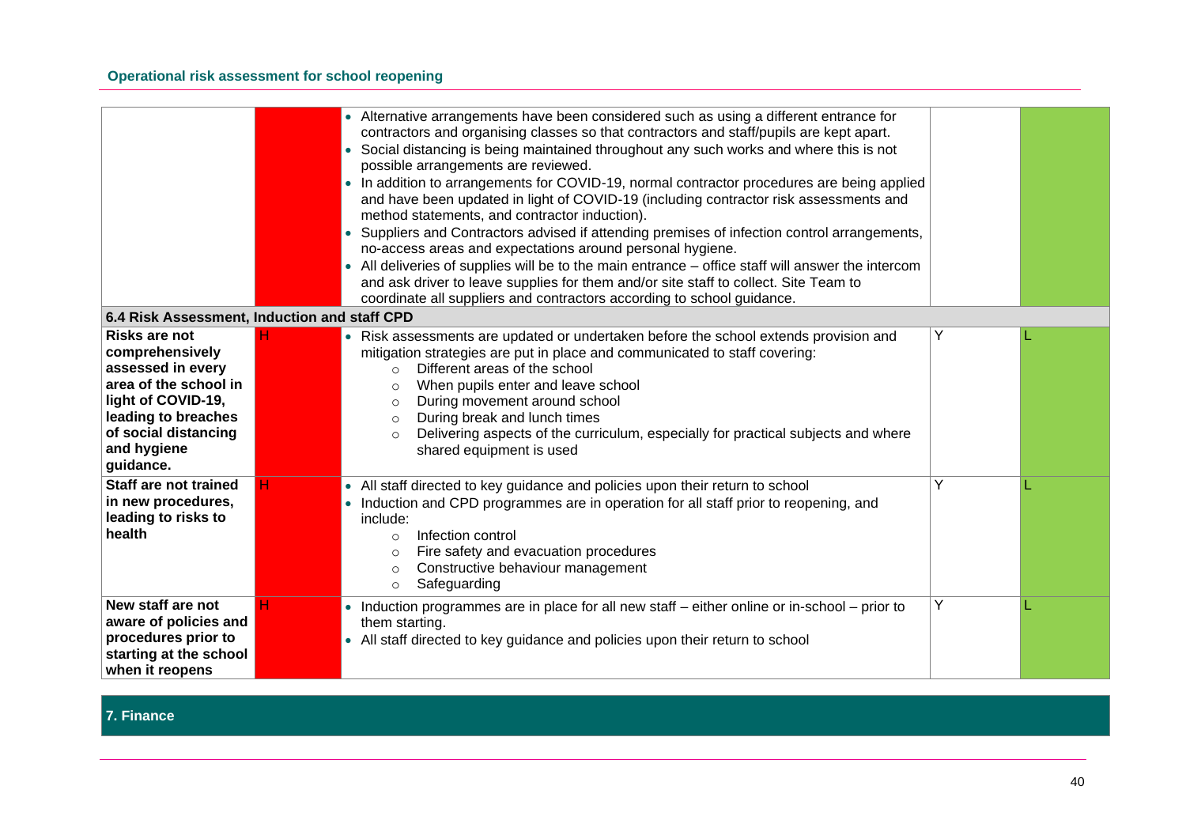| | | | | |
|---|---|---|---|---|
| | | • Alternative arrangements have been considered such as using a different entrance for contractors and organising classes so that contractors and staff/pupils are kept apart.<br>• Social distancing is being maintained throughout any such works and where this is not possible arrangements are reviewed.<br>• In addition to arrangements for COVID-19, normal contractor procedures are being applied and have been updated in light of COVID-19 (including contractor risk assessments and method statements, and contractor induction).<br>• Suppliers and Contractors advised if attending premises of infection control arrangements, no-access areas and expectations around personal hygiene.<br>• All deliveries of supplies will be to the main entrance – office staff will answer the intercom and ask driver to leave supplies for them and/or site staff to collect. Site Team to coordinate all suppliers and contractors according to school guidance. | | |
| **6.4 Risk Assessment, Induction and staff CPD** | | | | |
| **Risks are not comprehensively assessed in every area of the school in light of COVID-19, leading to breaches of social distancing and hygiene guidance.** | H | • Risk assessments are updated or undertaken before the school extends provision and mitigation strategies are put in place and communicated to staff covering:<br>○ Different areas of the school<br>○ When pupils enter and leave school<br>○ During movement around school<br>○ During break and lunch times<br>○ Delivering aspects of the curriculum, especially for practical subjects and where shared equipment is used | Y | L |
| **Staff are not trained in new procedures, leading to risks to health** | H | • All staff directed to key guidance and policies upon their return to school<br>• Induction and CPD programmes are in operation for all staff prior to reopening, and include:<br>○ Infection control<br>○ Fire safety and evacuation procedures<br>○ Constructive behaviour management<br>○ Safeguarding | Y | L |
| **New staff are not aware of policies and procedures prior to starting at the school when it reopens** | H | • Induction programmes are in place for all new staff – either online or in-school – prior to them starting.<br>• All staff directed to key guidance and policies upon their return to school | Y | L |

## 7. Finance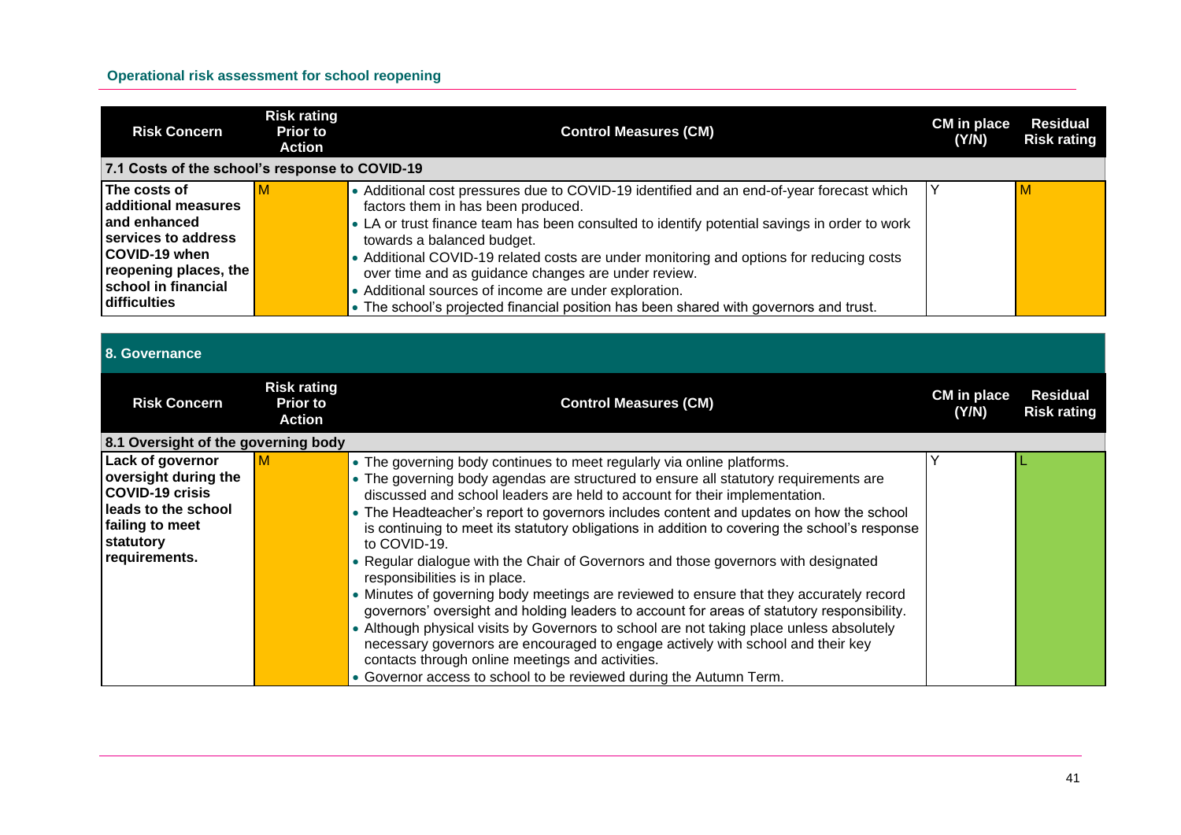| Risk Concern | Risk rating Prior to Action | Control Measures (CM) | CM in place (Y/N) | Residual Risk rating |
|---|---|---|---|---|
| **7.1 Costs of the school's response to COVID-19** | | | | |
| **The costs of additional measures and enhanced services to address COVID-19 when reopening places, the school in financial difficulties** | M | • Additional cost pressures due to COVID-19 identified and an end-of-year forecast which factors them in has been produced.<br>• LA or trust finance team has been consulted to identify potential savings in order to work towards a balanced budget.<br>• Additional COVID-19 related costs are under monitoring and options for reducing costs over time and as guidance changes are under review.<br>• Additional sources of income are under exploration.<br>• The school's projected financial position has been shared with governors and trust. | Y | M |

## 8. Governance

| Risk Concern | Risk rating Prior to Action | Control Measures (CM) | CM in place (Y/N) | Residual Risk rating |
|---|---|---|---|---|
| **8.1 Oversight of the governing body** | | | | |
| **Lack of governor oversight during the COVID-19 crisis leads to the school failing to meet statutory requirements.** | M | • The governing body continues to meet regularly via online platforms.<br>• The governing body agendas are structured to ensure all statutory requirements are discussed and school leaders are held to account for their implementation.<br>• The Headteacher's report to governors includes content and updates on how the school is continuing to meet its statutory obligations in addition to covering the school's response to COVID-19.<br>• Regular dialogue with the Chair of Governors and those governors with designated responsibilities is in place.<br>• Minutes of governing body meetings are reviewed to ensure that they accurately record governors' oversight and holding leaders to account for areas of statutory responsibility.<br>• Although physical visits by Governors to school are not taking place unless absolutely necessary governors are encouraged to engage actively with school and their key contacts through online meetings and activities.<br>• Governor access to school to be reviewed during the Autumn Term. | Y | L |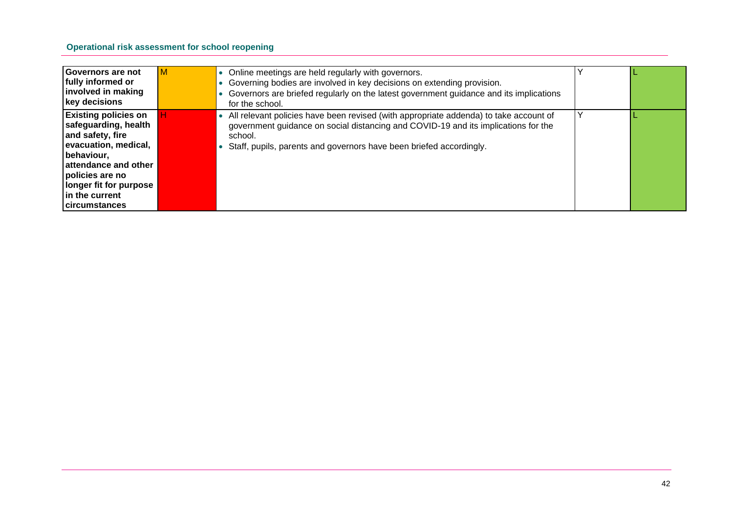| | | | | |
|---|---|---|---|---|
| **Governors are not fully informed or involved in making key decisions** | M | • Online meetings are held regularly with governors.<br>• Governing bodies are involved in key decisions on extending provision.<br>• Governors are briefed regularly on the latest government guidance and its implications for the school. | Y | L |
| **Existing policies on safeguarding, health and safety, fire evacuation, medical, behaviour, attendance and other policies are no longer fit for purpose in the current circumstances** | H | • All relevant policies have been revised (with appropriate addenda) to take account of government guidance on social distancing and COVID-19 and its implications for the school.<br>• Staff, pupils, parents and governors have been briefed accordingly. | Y | L |